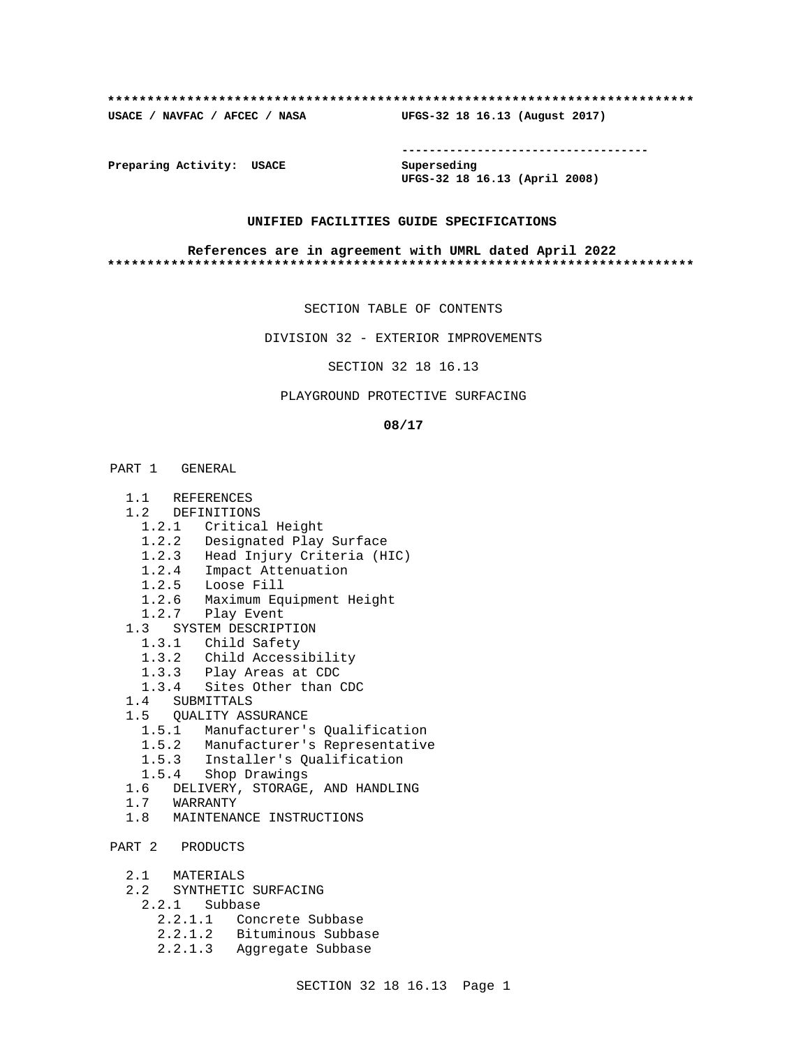**************************************************************************

**USACE / NAVFAC / AFCEC / NASA** **UFGS-32 18 16.13 (August 2017)**

-----------------------------------

**Preparing Activity: USACE** **Superseding**
**UFGS-32 18 16.13 (April 2008)**

**UNIFIED FACILITIES GUIDE SPECIFICATIONS**

**References are in agreement with UMRL dated April 2022**

**************************************************************************

SECTION TABLE OF CONTENTS

DIVISION 32 - EXTERIOR IMPROVEMENTS

SECTION 32 18 16.13

PLAYGROUND PROTECTIVE SURFACING

**08/17**

PART 1 GENERAL

- 1.1 REFERENCES
- 1.2 DEFINITIONS
  - 1.2.1 Critical Height
  - 1.2.2 Designated Play Surface
  - 1.2.3 Head Injury Criteria (HIC)
  - 1.2.4 Impact Attenuation
  - 1.2.5 Loose Fill
  - 1.2.6 Maximum Equipment Height
  - 1.2.7 Play Event
- 1.3 SYSTEM DESCRIPTION
  - 1.3.1 Child Safety
  - 1.3.2 Child Accessibility
  - 1.3.3 Play Areas at CDC
  - 1.3.4 Sites Other than CDC
- 1.4 SUBMITTALS
- 1.5 QUALITY ASSURANCE
  - 1.5.1 Manufacturer's Qualification
  - 1.5.2 Manufacturer's Representative
  - 1.5.3 Installer's Qualification
  - 1.5.4 Shop Drawings
- 1.6 DELIVERY, STORAGE, AND HANDLING
- 1.7 WARRANTY
- 1.8 MAINTENANCE INSTRUCTIONS

PART 2 PRODUCTS

- 2.1 MATERIALS
- 2.2 SYNTHETIC SURFACING
  - 2.2.1 Subbase
    - 2.2.1.1 Concrete Subbase
    - 2.2.1.2 Bituminous Subbase
    - 2.2.1.3 Aggregate Subbase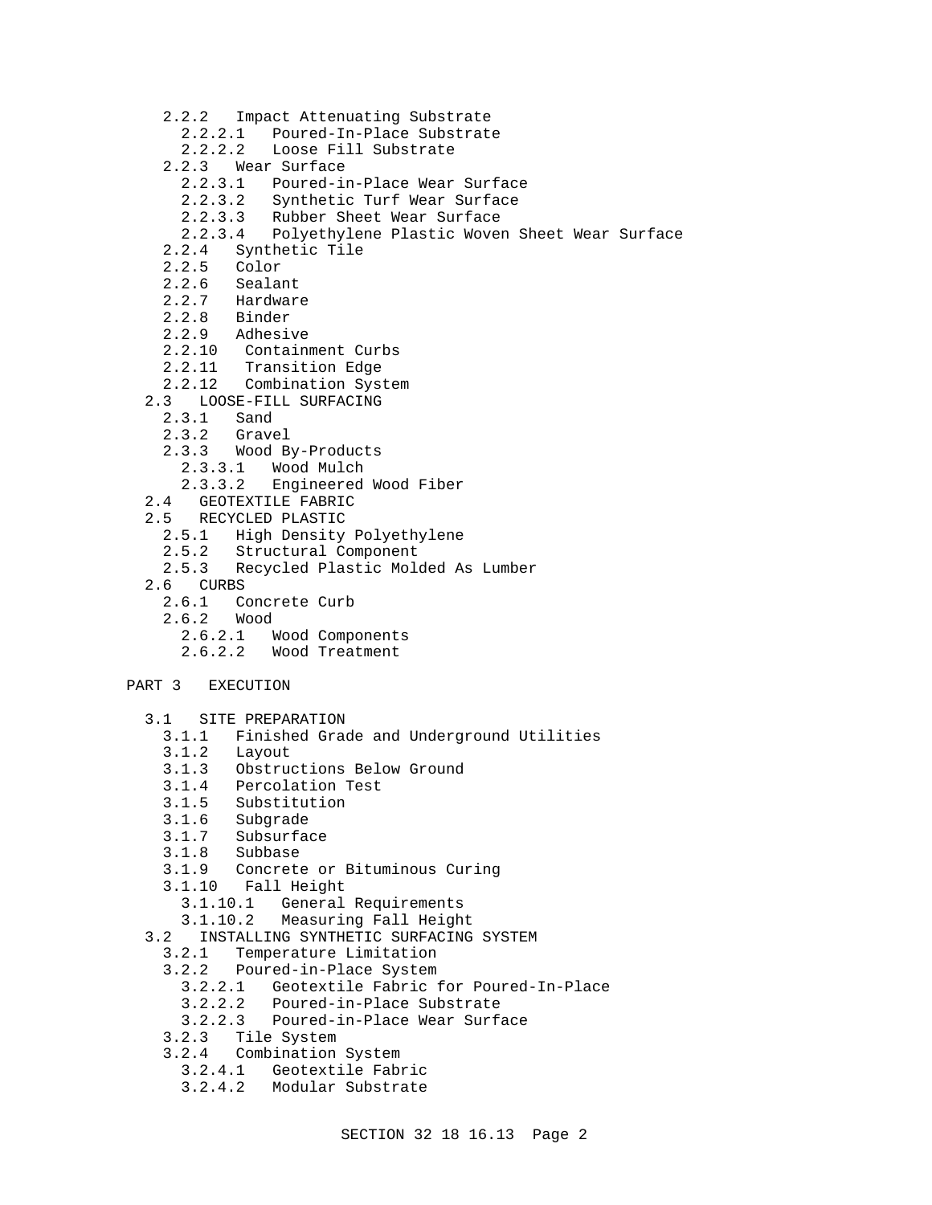- 2.2.2 Impact Attenuating Substrate
  - 2.2.2.1 Poured-In-Place Substrate
  - 2.2.2.2 Loose Fill Substrate
- 2.2.3 Wear Surface
  - 2.2.3.1 Poured-in-Place Wear Surface
  - 2.2.3.2 Synthetic Turf Wear Surface
  - 2.2.3.3 Rubber Sheet Wear Surface
  - 2.2.3.4 Polyethylene Plastic Woven Sheet Wear Surface
- 2.2.4 Synthetic Tile
- 2.2.5 Color
- 2.2.6 Sealant
- 2.2.7 Hardware
- 2.2.8 Binder
- 2.2.9 Adhesive
- 2.2.10 Containment Curbs
- 2.2.11 Transition Edge
- 2.2.12 Combination System

2.3 LOOSE-FILL SURFACING
- 2.3.1 Sand
- 2.3.2 Gravel
- 2.3.3 Wood By-Products
  - 2.3.3.1 Wood Mulch
  - 2.3.3.2 Engineered Wood Fiber

2.4 GEOTEXTILE FABRIC

2.5 RECYCLED PLASTIC
- 2.5.1 High Density Polyethylene
- 2.5.2 Structural Component
- 2.5.3 Recycled Plastic Molded As Lumber

2.6 CURBS
- 2.6.1 Concrete Curb
- 2.6.2 Wood
  - 2.6.2.1 Wood Components
  - 2.6.2.2 Wood Treatment

PART 3 EXECUTION

3.1 SITE PREPARATION
- 3.1.1 Finished Grade and Underground Utilities
- 3.1.2 Layout
- 3.1.3 Obstructions Below Ground
- 3.1.4 Percolation Test
- 3.1.5 Substitution
- 3.1.6 Subgrade
- 3.1.7 Subsurface
- 3.1.8 Subbase
- 3.1.9 Concrete or Bituminous Curing
- 3.1.10 Fall Height
  - 3.1.10.1 General Requirements
  - 3.1.10.2 Measuring Fall Height

3.2 INSTALLING SYNTHETIC SURFACING SYSTEM
- 3.2.1 Temperature Limitation
- 3.2.2 Poured-in-Place System
  - 3.2.2.1 Geotextile Fabric for Poured-In-Place
  - 3.2.2.2 Poured-in-Place Substrate
  - 3.2.2.3 Poured-in-Place Wear Surface
- 3.2.3 Tile System
- 3.2.4 Combination System
  - 3.2.4.1 Geotextile Fabric
  - 3.2.4.2 Modular Substrate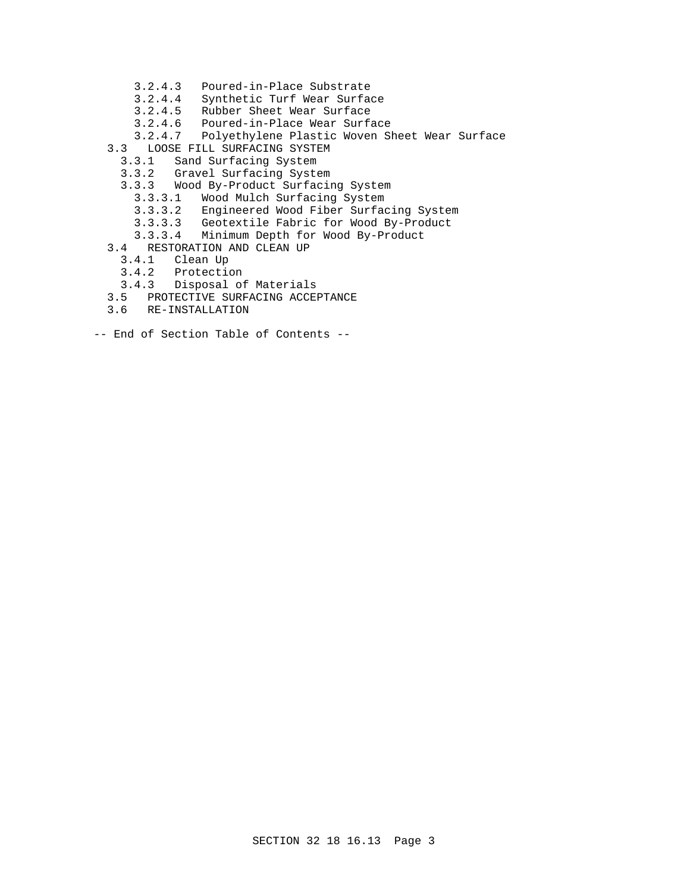3.2.4.3   Poured-in-Place Substrate
      3.2.4.4   Synthetic Turf Wear Surface
      3.2.4.5   Rubber Sheet Wear Surface
      3.2.4.6   Poured-in-Place Wear Surface
      3.2.4.7   Polyethylene Plastic Woven Sheet Wear Surface
  3.3   LOOSE FILL SURFACING SYSTEM
    3.3.1   Sand Surfacing System
    3.3.2   Gravel Surfacing System
    3.3.3   Wood By-Product Surfacing System
      3.3.3.1   Wood Mulch Surfacing System
      3.3.3.2   Engineered Wood Fiber Surfacing System
      3.3.3.3   Geotextile Fabric for Wood By-Product
      3.3.3.4   Minimum Depth for Wood By-Product
  3.4   RESTORATION AND CLEAN UP
    3.4.1   Clean Up
    3.4.2   Protection
    3.4.3   Disposal of Materials
  3.5   PROTECTIVE SURFACING ACCEPTANCE
  3.6   RE-INSTALLATION

-- End of Section Table of Contents --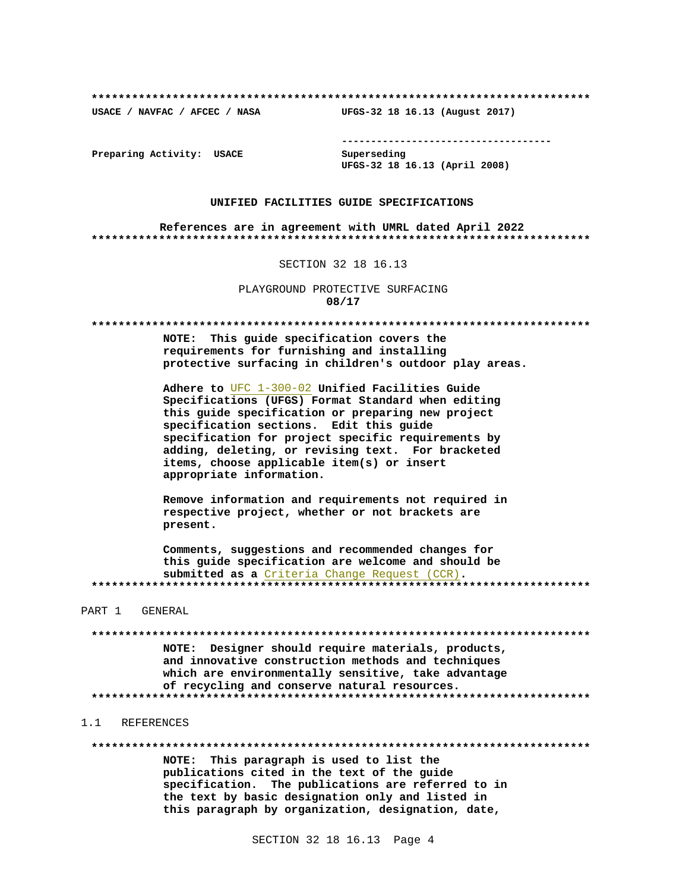**************************************************************************

**USACE / NAVFAC / AFCEC / NASA** **UFGS-32 18 16.13 (August 2017)**

-----------------------------------

**Preparing Activity: USACE** **Superseding**
**UFGS-32 18 16.13 (April 2008)**

**UNIFIED FACILITIES GUIDE SPECIFICATIONS**

**References are in agreement with UMRL dated April 2022**

**************************************************************************

SECTION 32 18 16.13

PLAYGROUND PROTECTIVE SURFACING
**08/17**

**************************************************************************

**NOTE: This guide specification covers the requirements for furnishing and installing protective surfacing in children's outdoor play areas.**

**Adhere to UFC 1-300-02 Unified Facilities Guide Specifications (UFGS) Format Standard when editing this guide specification or preparing new project specification sections. Edit this guide specification for project specific requirements by adding, deleting, or revising text. For bracketed items, choose applicable item(s) or insert appropriate information.**

**Remove information and requirements not required in respective project, whether or not brackets are present.**

**Comments, suggestions and recommended changes for this guide specification are welcome and should be submitted as a Criteria Change Request (CCR).**

**************************************************************************

PART 1 GENERAL

**************************************************************************

**NOTE: Designer should require materials, products, and innovative construction methods and techniques which are environmentally sensitive, take advantage of recycling and conserve natural resources.**

**************************************************************************

1.1 REFERENCES

**************************************************************************

**NOTE: This paragraph is used to list the publications cited in the text of the guide specification. The publications are referred to in the text by basic designation only and listed in this paragraph by organization, designation, date,**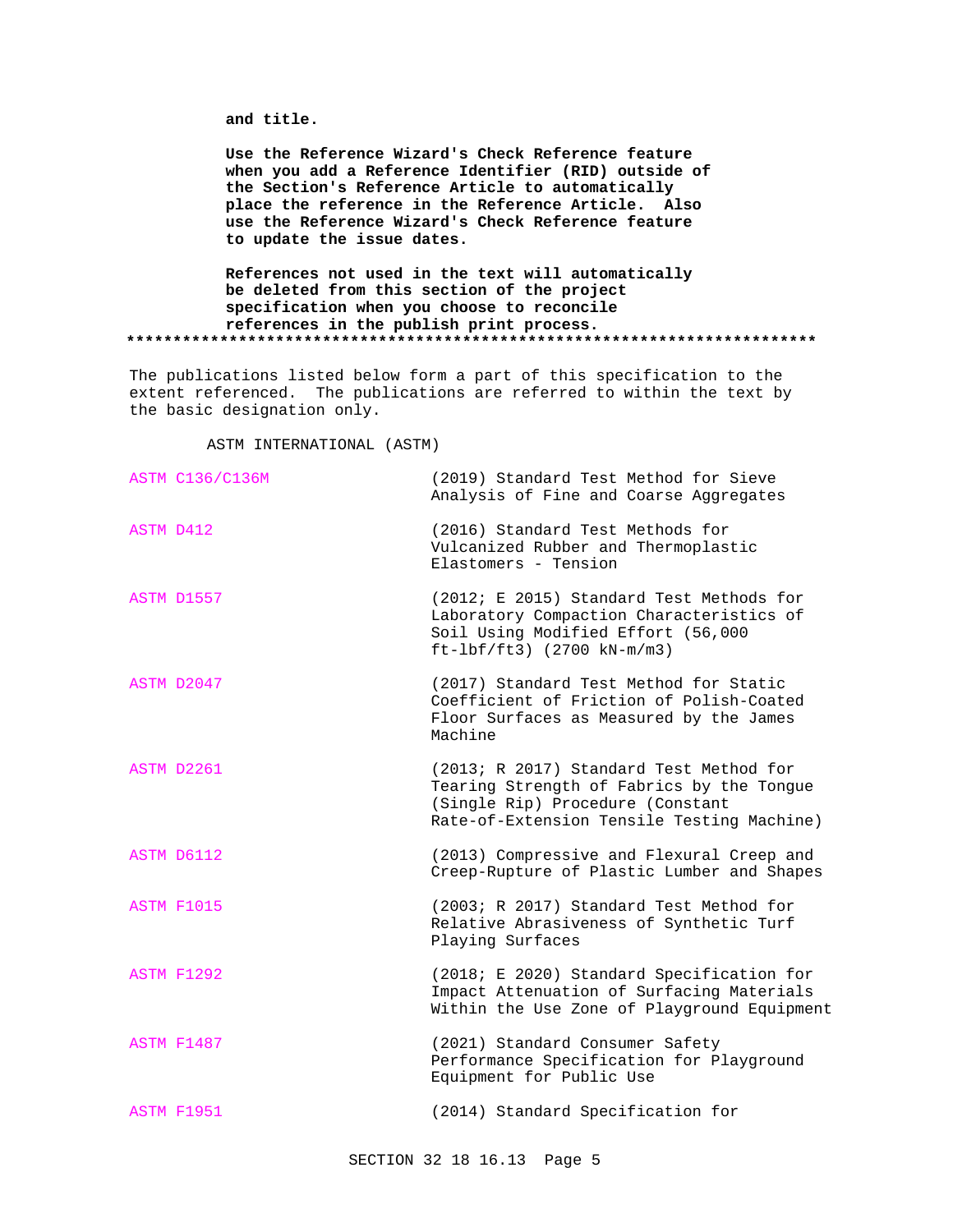**and title.**

**Use the Reference Wizard's Check Reference feature when you add a Reference Identifier (RID) outside of the Section's Reference Article to automatically place the reference in the Reference Article. Also use the Reference Wizard's Check Reference feature to update the issue dates.**

**References not used in the text will automatically be deleted from this section of the project specification when you choose to reconcile references in the publish print process.**

**************************************************************************

The publications listed below form a part of this specification to the extent referenced. The publications are referred to within the text by the basic designation only.

ASTM INTERNATIONAL (ASTM)

| | |
|---|---|
| ASTM C136/C136M | (2019) Standard Test Method for Sieve Analysis of Fine and Coarse Aggregates |
| ASTM D412 | (2016) Standard Test Methods for Vulcanized Rubber and Thermoplastic Elastomers - Tension |
| ASTM D1557 | (2012; E 2015) Standard Test Methods for Laboratory Compaction Characteristics of Soil Using Modified Effort (56,000 ft-lbf/ft3) (2700 kN-m/m3) |
| ASTM D2047 | (2017) Standard Test Method for Static Coefficient of Friction of Polish-Coated Floor Surfaces as Measured by the James Machine |
| ASTM D2261 | (2013; R 2017) Standard Test Method for Tearing Strength of Fabrics by the Tongue (Single Rip) Procedure (Constant Rate-of-Extension Tensile Testing Machine) |
| ASTM D6112 | (2013) Compressive and Flexural Creep and Creep-Rupture of Plastic Lumber and Shapes |
| ASTM F1015 | (2003; R 2017) Standard Test Method for Relative Abrasiveness of Synthetic Turf Playing Surfaces |
| ASTM F1292 | (2018; E 2020) Standard Specification for Impact Attenuation of Surfacing Materials Within the Use Zone of Playground Equipment |
| ASTM F1487 | (2021) Standard Consumer Safety Performance Specification for Playground Equipment for Public Use |
| ASTM F1951 | (2014) Standard Specification for |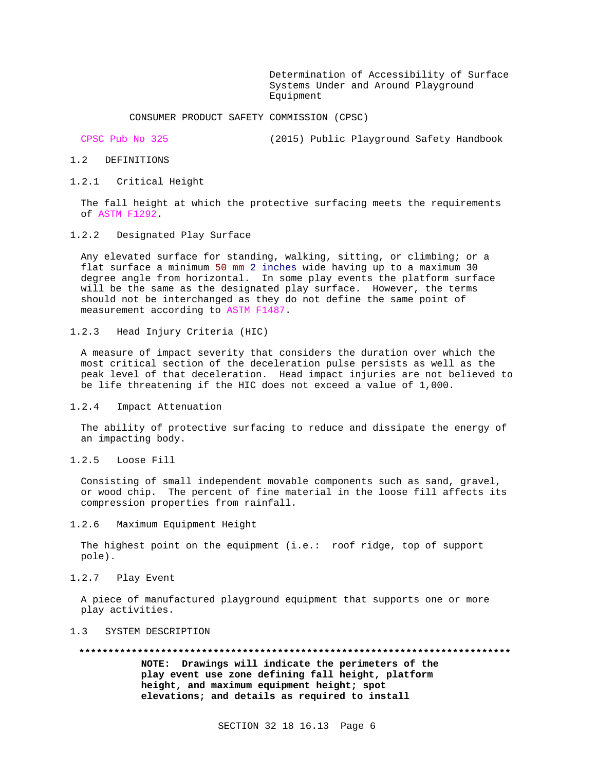Determination of Accessibility of Surface Systems Under and Around Playground Equipment

CONSUMER PRODUCT SAFETY COMMISSION (CPSC)

CPSC Pub No 325 (2015) Public Playground Safety Handbook

## 1.2 DEFINITIONS

### 1.2.1 Critical Height

The fall height at which the protective surfacing meets the requirements of ASTM F1292.

### 1.2.2 Designated Play Surface

Any elevated surface for standing, walking, sitting, or climbing; or a flat surface a minimum 50 mm 2 inches wide having up to a maximum 30 degree angle from horizontal. In some play events the platform surface will be the same as the designated play surface. However, the terms should not be interchanged as they do not define the same point of measurement according to ASTM F1487.

### 1.2.3 Head Injury Criteria (HIC)

A measure of impact severity that considers the duration over which the most critical section of the deceleration pulse persists as well as the peak level of that deceleration. Head impact injuries are not believed to be life threatening if the HIC does not exceed a value of 1,000.

### 1.2.4 Impact Attenuation

The ability of protective surfacing to reduce and dissipate the energy of an impacting body.

### 1.2.5 Loose Fill

Consisting of small independent movable components such as sand, gravel, or wood chip. The percent of fine material in the loose fill affects its compression properties from rainfall.

### 1.2.6 Maximum Equipment Height

The highest point on the equipment (i.e.: roof ridge, top of support pole).

### 1.2.7 Play Event

A piece of manufactured playground equipment that supports one or more play activities.

## 1.3 SYSTEM DESCRIPTION

**************************************************************************

**NOTE: Drawings will indicate the perimeters of the play event use zone defining fall height, platform height, and maximum equipment height; spot elevations; and details as required to install**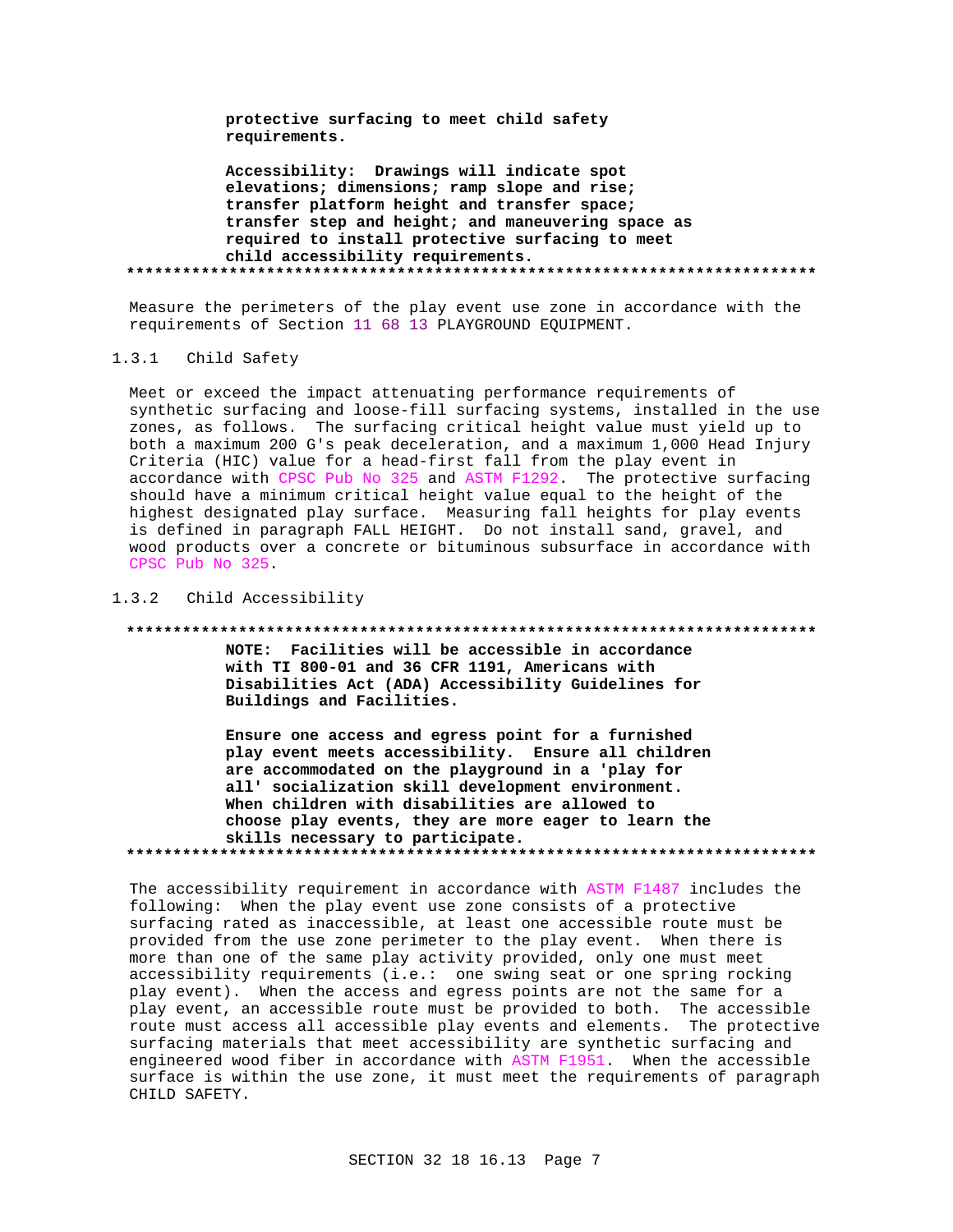**protective surfacing to meet child safety requirements.**

**Accessibility: Drawings will indicate spot elevations; dimensions; ramp slope and rise; transfer platform height and transfer space; transfer step and height; and maneuvering space as required to install protective surfacing to meet child accessibility requirements.**

**************************************************************************

Measure the perimeters of the play event use zone in accordance with the requirements of Section 11 68 13 PLAYGROUND EQUIPMENT.

### 1.3.1 Child Safety

Meet or exceed the impact attenuating performance requirements of synthetic surfacing and loose-fill surfacing systems, installed in the use zones, as follows. The surfacing critical height value must yield up to both a maximum 200 G's peak deceleration, and a maximum 1,000 Head Injury Criteria (HIC) value for a head-first fall from the play event in accordance with CPSC Pub No 325 and ASTM F1292. The protective surfacing should have a minimum critical height value equal to the height of the highest designated play surface. Measuring fall heights for play events is defined in paragraph FALL HEIGHT. Do not install sand, gravel, and wood products over a concrete or bituminous subsurface in accordance with CPSC Pub No 325.

### 1.3.2 Child Accessibility

**************************************************************************

**NOTE: Facilities will be accessible in accordance with TI 800-01 and 36 CFR 1191, Americans with Disabilities Act (ADA) Accessibility Guidelines for Buildings and Facilities.**

**Ensure one access and egress point for a furnished play event meets accessibility. Ensure all children are accommodated on the playground in a 'play for all' socialization skill development environment. When children with disabilities are allowed to choose play events, they are more eager to learn the skills necessary to participate.**

**************************************************************************

The accessibility requirement in accordance with ASTM F1487 includes the following: When the play event use zone consists of a protective surfacing rated as inaccessible, at least one accessible route must be provided from the use zone perimeter to the play event. When there is more than one of the same play activity provided, only one must meet accessibility requirements (i.e.: one swing seat or one spring rocking play event). When the access and egress points are not the same for a play event, an accessible route must be provided to both. The accessible route must access all accessible play events and elements. The protective surfacing materials that meet accessibility are synthetic surfacing and engineered wood fiber in accordance with ASTM F1951. When the accessible surface is within the use zone, it must meet the requirements of paragraph CHILD SAFETY.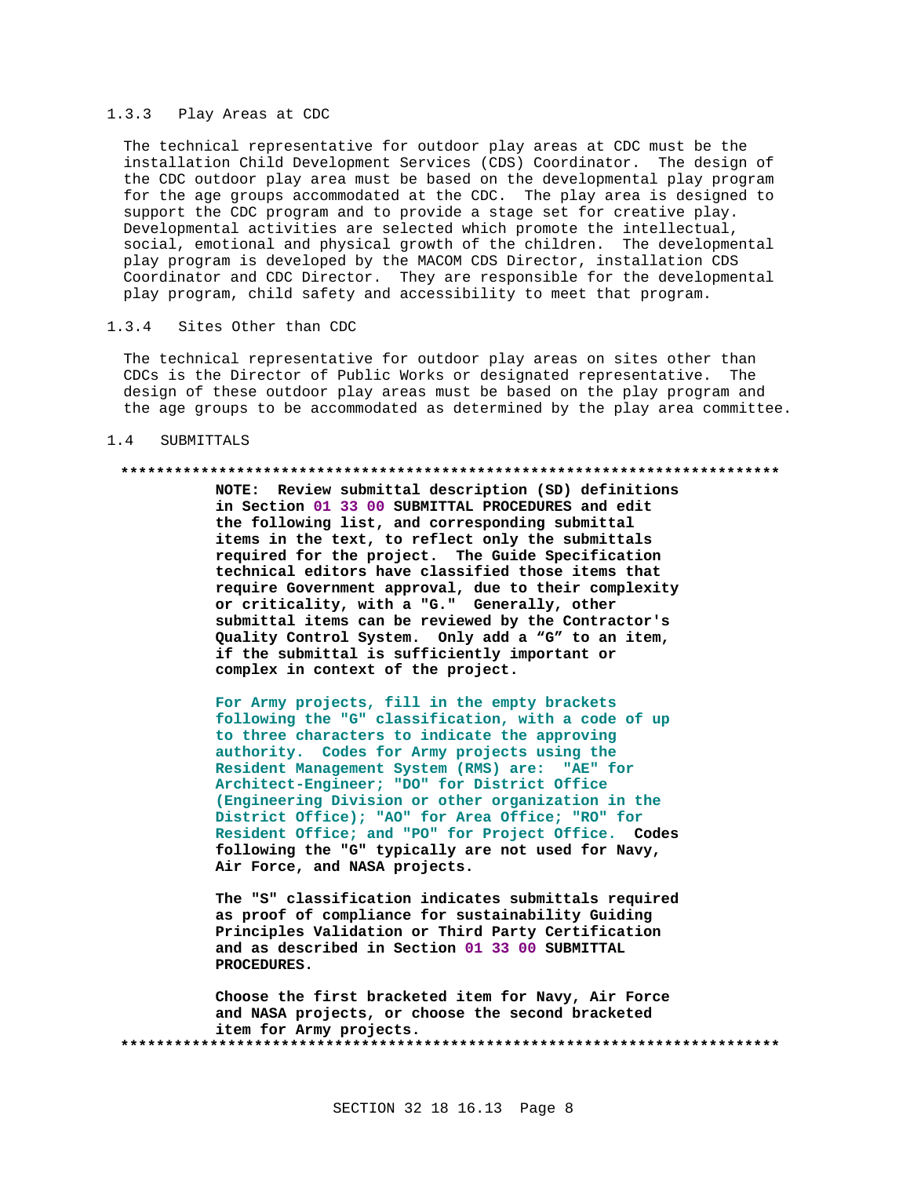### 1.3.3 Play Areas at CDC

The technical representative for outdoor play areas at CDC must be the installation Child Development Services (CDS) Coordinator. The design of the CDC outdoor play area must be based on the developmental play program for the age groups accommodated at the CDC. The play area is designed to support the CDC program and to provide a stage set for creative play. Developmental activities are selected which promote the intellectual, social, emotional and physical growth of the children. The developmental play program is developed by the MACOM CDS Director, installation CDS Coordinator and CDC Director. They are responsible for the developmental play program, child safety and accessibility to meet that program.

### 1.3.4 Sites Other than CDC

The technical representative for outdoor play areas on sites other than CDCs is the Director of Public Works or designated representative. The design of these outdoor play areas must be based on the play program and the age groups to be accommodated as determined by the play area committee.

## 1.4 SUBMITTALS

**************************************************************************

**NOTE: Review submittal description (SD) definitions in Section 01 33 00 SUBMITTAL PROCEDURES and edit the following list, and corresponding submittal items in the text, to reflect only the submittals required for the project. The Guide Specification technical editors have classified those items that require Government approval, due to their complexity or criticality, with a "G." Generally, other submittal items can be reviewed by the Contractor's Quality Control System. Only add a "G" to an item, if the submittal is sufficiently important or complex in context of the project.**

**For Army projects, fill in the empty brackets following the "G" classification, with a code of up to three characters to indicate the approving authority. Codes for Army projects using the Resident Management System (RMS) are: "AE" for Architect-Engineer; "DO" for District Office (Engineering Division or other organization in the District Office); "AO" for Area Office; "RO" for Resident Office; and "PO" for Project Office. Codes following the "G" typically are not used for Navy, Air Force, and NASA projects.**

**The "S" classification indicates submittals required as proof of compliance for sustainability Guiding Principles Validation or Third Party Certification and as described in Section 01 33 00 SUBMITTAL PROCEDURES.**

**Choose the first bracketed item for Navy, Air Force and NASA projects, or choose the second bracketed item for Army projects.**

**************************************************************************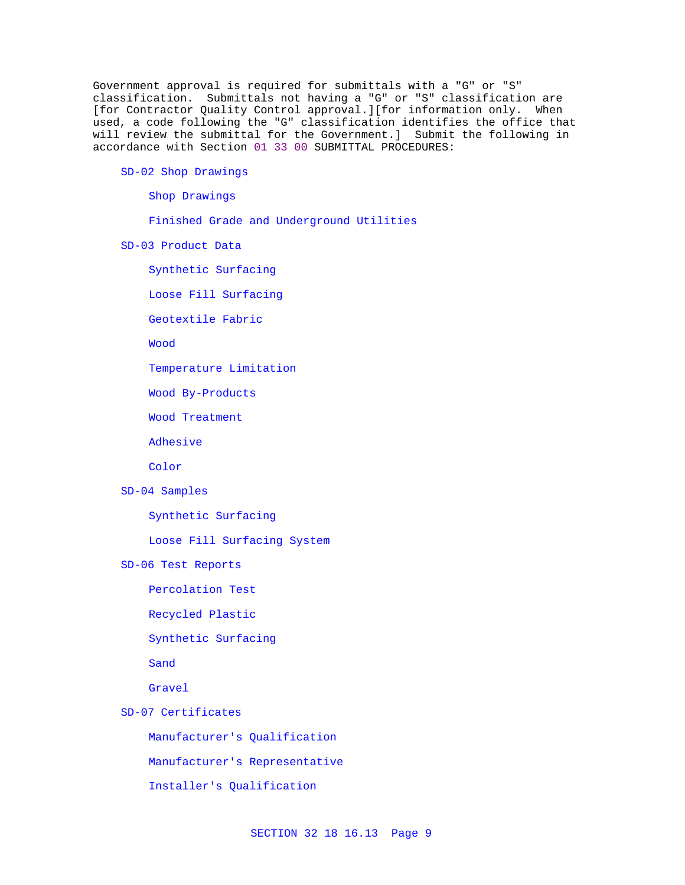Government approval is required for submittals with a "G" or "S" classification. Submittals not having a "G" or "S" classification are [for Contractor Quality Control approval.][for information only. When used, a code following the "G" classification identifies the office that will review the submittal for the Government.] Submit the following in accordance with Section 01 33 00 SUBMITTAL PROCEDURES:

SD-02 Shop Drawings

Shop Drawings

Finished Grade and Underground Utilities

SD-03 Product Data

Synthetic Surfacing

Loose Fill Surfacing

Geotextile Fabric

Wood

Temperature Limitation

Wood By-Products

Wood Treatment

Adhesive

Color

SD-04 Samples

Synthetic Surfacing

Loose Fill Surfacing System

SD-06 Test Reports

Percolation Test

Recycled Plastic

Synthetic Surfacing

Sand

Gravel

SD-07 Certificates

Manufacturer's Qualification

Manufacturer's Representative

Installer's Qualification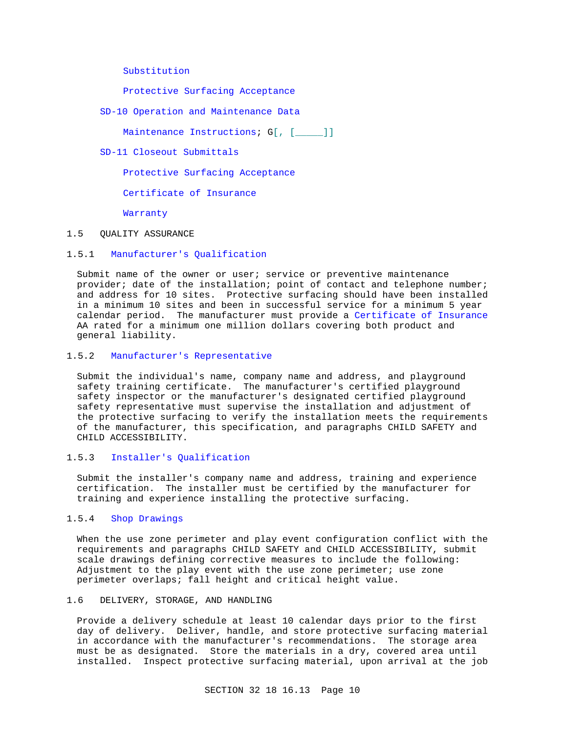Substitution

Protective Surfacing Acceptance

SD-10 Operation and Maintenance Data

Maintenance Instructions; G[, [_____]]

SD-11 Closeout Submittals

Protective Surfacing Acceptance

Certificate of Insurance

Warranty

## 1.5 QUALITY ASSURANCE

### 1.5.1 Manufacturer's Qualification

Submit name of the owner or user; service or preventive maintenance provider; date of the installation; point of contact and telephone number; and address for 10 sites. Protective surfacing should have been installed in a minimum 10 sites and been in successful service for a minimum 5 year calendar period. The manufacturer must provide a Certificate of Insurance AA rated for a minimum one million dollars covering both product and general liability.

### 1.5.2 Manufacturer's Representative

Submit the individual's name, company name and address, and playground safety training certificate. The manufacturer's certified playground safety inspector or the manufacturer's designated certified playground safety representative must supervise the installation and adjustment of the protective surfacing to verify the installation meets the requirements of the manufacturer, this specification, and paragraphs CHILD SAFETY and CHILD ACCESSIBILITY.

### 1.5.3 Installer's Qualification

Submit the installer's company name and address, training and experience certification. The installer must be certified by the manufacturer for training and experience installing the protective surfacing.

### 1.5.4 Shop Drawings

When the use zone perimeter and play event configuration conflict with the requirements and paragraphs CHILD SAFETY and CHILD ACCESSIBILITY, submit scale drawings defining corrective measures to include the following: Adjustment to the play event with the use zone perimeter; use zone perimeter overlaps; fall height and critical height value.

## 1.6 DELIVERY, STORAGE, AND HANDLING

Provide a delivery schedule at least 10 calendar days prior to the first day of delivery. Deliver, handle, and store protective surfacing material in accordance with the manufacturer's recommendations. The storage area must be as designated. Store the materials in a dry, covered area until installed. Inspect protective surfacing material, upon arrival at the job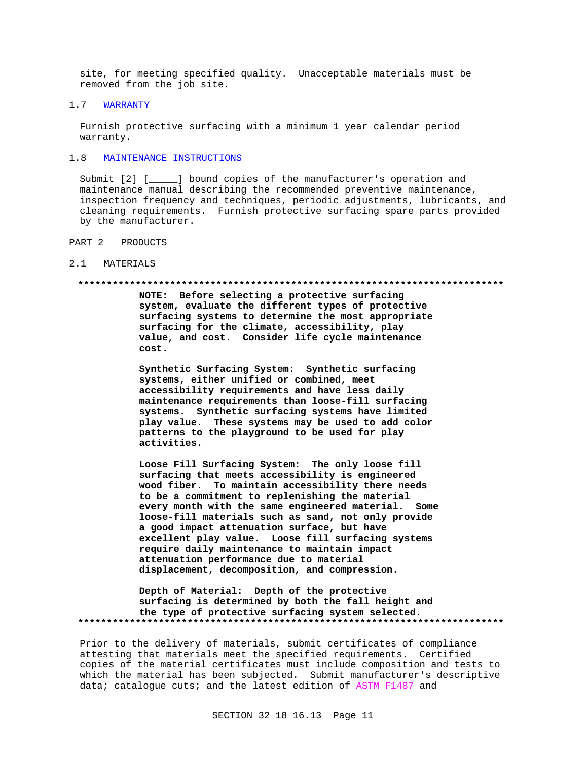site, for meeting specified quality. Unacceptable materials must be removed from the job site.

## 1.7 WARRANTY

Furnish protective surfacing with a minimum 1 year calendar period warranty.

## 1.8 MAINTENANCE INSTRUCTIONS

Submit [2] [_____] bound copies of the manufacturer's operation and maintenance manual describing the recommended preventive maintenance, inspection frequency and techniques, periodic adjustments, lubricants, and cleaning requirements. Furnish protective surfacing spare parts provided by the manufacturer.

# PART 2 PRODUCTS

## 2.1 MATERIALS

**************************************************************************

**NOTE: Before selecting a protective surfacing system, evaluate the different types of protective surfacing systems to determine the most appropriate surfacing for the climate, accessibility, play value, and cost. Consider life cycle maintenance cost.**

**Synthetic Surfacing System: Synthetic surfacing systems, either unified or combined, meet accessibility requirements and have less daily maintenance requirements than loose-fill surfacing systems. Synthetic surfacing systems have limited play value. These systems may be used to add color patterns to the playground to be used for play activities.**

**Loose Fill Surfacing System: The only loose fill surfacing that meets accessibility is engineered wood fiber. To maintain accessibility there needs to be a commitment to replenishing the material every month with the same engineered material. Some loose-fill materials such as sand, not only provide a good impact attenuation surface, but have excellent play value. Loose fill surfacing systems require daily maintenance to maintain impact attenuation performance due to material displacement, decomposition, and compression.**

**Depth of Material: Depth of the protective surfacing is determined by both the fall height and the type of protective surfacing system selected.**

**************************************************************************

Prior to the delivery of materials, submit certificates of compliance attesting that materials meet the specified requirements. Certified copies of the material certificates must include composition and tests to which the material has been subjected. Submit manufacturer's descriptive data; catalogue cuts; and the latest edition of ASTM F1487 and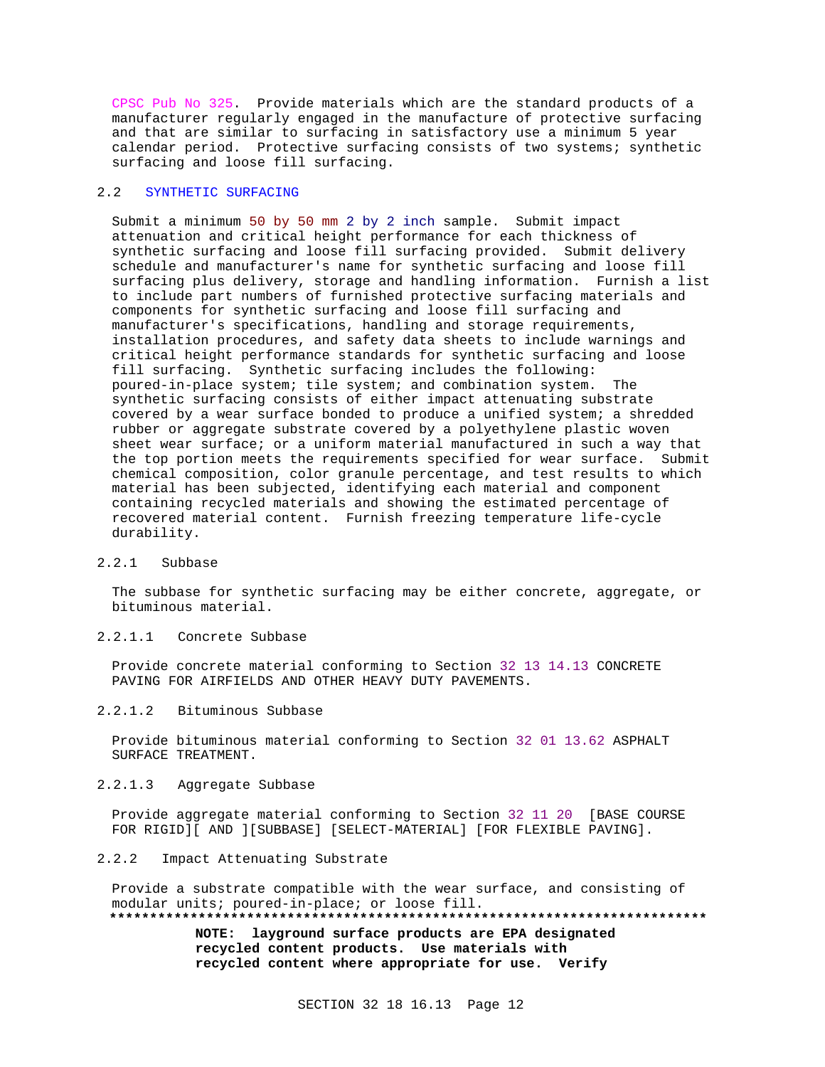CPSC Pub No 325. Provide materials which are the standard products of a manufacturer regularly engaged in the manufacture of protective surfacing and that are similar to surfacing in satisfactory use a minimum 5 year calendar period. Protective surfacing consists of two systems; synthetic surfacing and loose fill surfacing.

## 2.2 SYNTHETIC SURFACING

Submit a minimum 50 by 50 mm 2 by 2 inch sample. Submit impact attenuation and critical height performance for each thickness of synthetic surfacing and loose fill surfacing provided. Submit delivery schedule and manufacturer's name for synthetic surfacing and loose fill surfacing plus delivery, storage and handling information. Furnish a list to include part numbers of furnished protective surfacing materials and components for synthetic surfacing and loose fill surfacing and manufacturer's specifications, handling and storage requirements, installation procedures, and safety data sheets to include warnings and critical height performance standards for synthetic surfacing and loose fill surfacing. Synthetic surfacing includes the following: poured-in-place system; tile system; and combination system. The synthetic surfacing consists of either impact attenuating substrate covered by a wear surface bonded to produce a unified system; a shredded rubber or aggregate substrate covered by a polyethylene plastic woven sheet wear surface; or a uniform material manufactured in such a way that the top portion meets the requirements specified for wear surface. Submit chemical composition, color granule percentage, and test results to which material has been subjected, identifying each material and component containing recycled materials and showing the estimated percentage of recovered material content. Furnish freezing temperature life-cycle durability.

### 2.2.1 Subbase

The subbase for synthetic surfacing may be either concrete, aggregate, or bituminous material.

#### 2.2.1.1 Concrete Subbase

Provide concrete material conforming to Section 32 13 14.13 CONCRETE PAVING FOR AIRFIELDS AND OTHER HEAVY DUTY PAVEMENTS.

#### 2.2.1.2 Bituminous Subbase

Provide bituminous material conforming to Section 32 01 13.62 ASPHALT SURFACE TREATMENT.

#### 2.2.1.3 Aggregate Subbase

Provide aggregate material conforming to Section 32 11 20 [BASE COURSE FOR RIGID][ AND ][SUBBASE] [SELECT-MATERIAL] [FOR FLEXIBLE PAVING].

### 2.2.2 Impact Attenuating Substrate

Provide a substrate compatible with the wear surface, and consisting of modular units; poured-in-place; or loose fill.

**************************************************************************

**NOTE: layground surface products are EPA designated recycled content products. Use materials with recycled content where appropriate for use. Verify**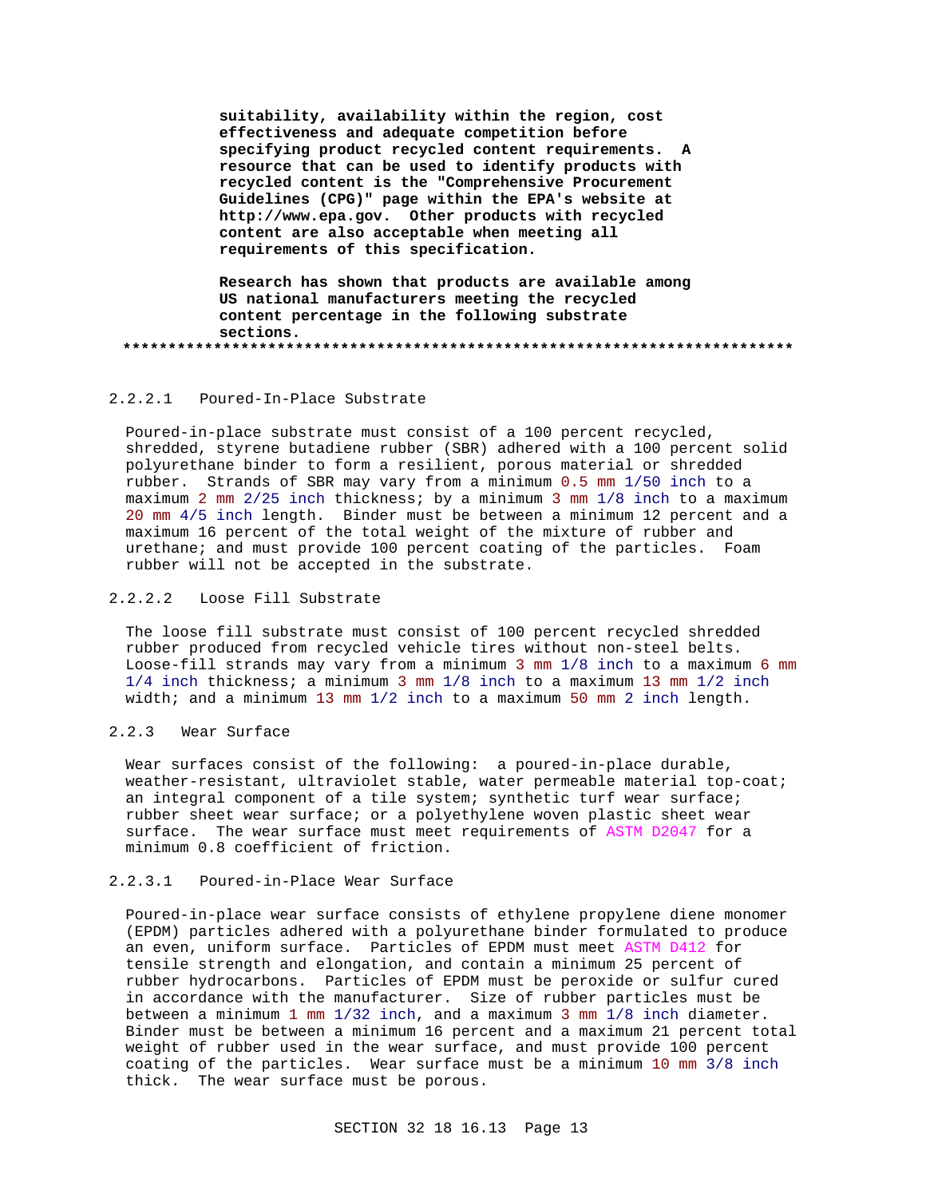**suitability, availability within the region, cost effectiveness and adequate competition before specifying product recycled content requirements. A resource that can be used to identify products with recycled content is the "Comprehensive Procurement Guidelines (CPG)" page within the EPA's website at http://www.epa.gov. Other products with recycled content are also acceptable when meeting all requirements of this specification.**

**Research has shown that products are available among US national manufacturers meeting the recycled content percentage in the following substrate sections.**

**************************************************************************

#### 2.2.2.1 Poured-In-Place Substrate

Poured-in-place substrate must consist of a 100 percent recycled, shredded, styrene butadiene rubber (SBR) adhered with a 100 percent solid polyurethane binder to form a resilient, porous material or shredded rubber. Strands of SBR may vary from a minimum 0.5 mm 1/50 inch to a maximum 2 mm 2/25 inch thickness; by a minimum 3 mm 1/8 inch to a maximum 20 mm 4/5 inch length. Binder must be between a minimum 12 percent and a maximum 16 percent of the total weight of the mixture of rubber and urethane; and must provide 100 percent coating of the particles. Foam rubber will not be accepted in the substrate.

#### 2.2.2.2 Loose Fill Substrate

The loose fill substrate must consist of 100 percent recycled shredded rubber produced from recycled vehicle tires without non-steel belts. Loose-fill strands may vary from a minimum 3 mm 1/8 inch to a maximum 6 mm 1/4 inch thickness; a minimum 3 mm 1/8 inch to a maximum 13 mm 1/2 inch width; and a minimum 13 mm 1/2 inch to a maximum 50 mm 2 inch length.

### 2.2.3 Wear Surface

Wear surfaces consist of the following: a poured-in-place durable, weather-resistant, ultraviolet stable, water permeable material top-coat; an integral component of a tile system; synthetic turf wear surface; rubber sheet wear surface; or a polyethylene woven plastic sheet wear surface. The wear surface must meet requirements of ASTM D2047 for a minimum 0.8 coefficient of friction.

#### 2.2.3.1 Poured-in-Place Wear Surface

Poured-in-place wear surface consists of ethylene propylene diene monomer (EPDM) particles adhered with a polyurethane binder formulated to produce an even, uniform surface. Particles of EPDM must meet ASTM D412 for tensile strength and elongation, and contain a minimum 25 percent of rubber hydrocarbons. Particles of EPDM must be peroxide or sulfur cured in accordance with the manufacturer. Size of rubber particles must be between a minimum 1 mm 1/32 inch, and a maximum 3 mm 1/8 inch diameter. Binder must be between a minimum 16 percent and a maximum 21 percent total weight of rubber used in the wear surface, and must provide 100 percent coating of the particles. Wear surface must be a minimum 10 mm 3/8 inch thick. The wear surface must be porous.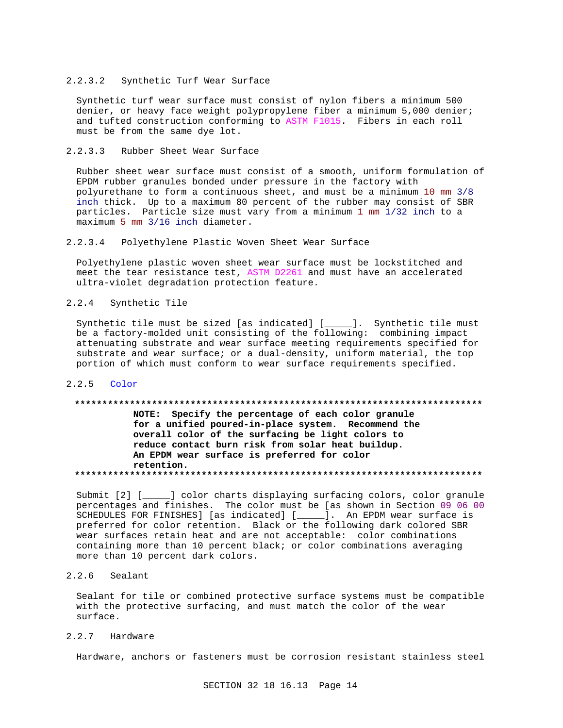#### 2.2.3.2 Synthetic Turf Wear Surface

Synthetic turf wear surface must consist of nylon fibers a minimum 500 denier, or heavy face weight polypropylene fiber a minimum 5,000 denier; and tufted construction conforming to ASTM F1015. Fibers in each roll must be from the same dye lot.

#### 2.2.3.3 Rubber Sheet Wear Surface

Rubber sheet wear surface must consist of a smooth, uniform formulation of EPDM rubber granules bonded under pressure in the factory with polyurethane to form a continuous sheet, and must be a minimum 10 mm 3/8 inch thick. Up to a maximum 80 percent of the rubber may consist of SBR particles. Particle size must vary from a minimum 1 mm 1/32 inch to a maximum 5 mm 3/16 inch diameter.

#### 2.2.3.4 Polyethylene Plastic Woven Sheet Wear Surface

Polyethylene plastic woven sheet wear surface must be lockstitched and meet the tear resistance test, ASTM D2261 and must have an accelerated ultra-violet degradation protection feature.

### 2.2.4 Synthetic Tile

Synthetic tile must be sized [as indicated] [_____]. Synthetic tile must be a factory-molded unit consisting of the following: combining impact attenuating substrate and wear surface meeting requirements specified for substrate and wear surface; or a dual-density, uniform material, the top portion of which must conform to wear surface requirements specified.

### 2.2.5 Color

**************************************************************************

**NOTE: Specify the percentage of each color granule for a unified poured-in-place system. Recommend the overall color of the surfacing be light colors to reduce contact burn risk from solar heat buildup. An EPDM wear surface is preferred for color retention.**

**************************************************************************

Submit [2] [_____] color charts displaying surfacing colors, color granule percentages and finishes. The color must be [as shown in Section 09 06 00 SCHEDULES FOR FINISHES] [as indicated] [_____]. An EPDM wear surface is preferred for color retention. Black or the following dark colored SBR wear surfaces retain heat and are not acceptable: color combinations containing more than 10 percent black; or color combinations averaging more than 10 percent dark colors.

### 2.2.6 Sealant

Sealant for tile or combined protective surface systems must be compatible with the protective surfacing, and must match the color of the wear surface.

### 2.2.7 Hardware

Hardware, anchors or fasteners must be corrosion resistant stainless steel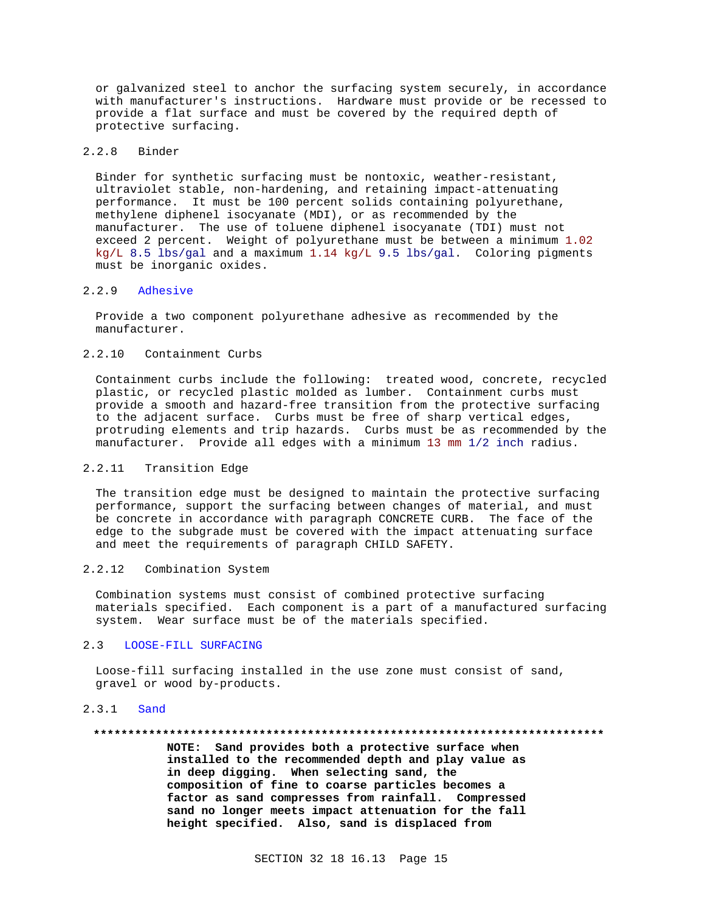or galvanized steel to anchor the surfacing system securely, in accordance with manufacturer's instructions. Hardware must provide or be recessed to provide a flat surface and must be covered by the required depth of protective surfacing.

### 2.2.8 Binder

Binder for synthetic surfacing must be nontoxic, weather-resistant, ultraviolet stable, non-hardening, and retaining impact-attenuating performance. It must be 100 percent solids containing polyurethane, methylene diphenel isocyanate (MDI), or as recommended by the manufacturer. The use of toluene diphenel isocyanate (TDI) must not exceed 2 percent. Weight of polyurethane must be between a minimum 1.02 kg/L 8.5 lbs/gal and a maximum 1.14 kg/L 9.5 lbs/gal. Coloring pigments must be inorganic oxides.

### 2.2.9 Adhesive

Provide a two component polyurethane adhesive as recommended by the manufacturer.

### 2.2.10 Containment Curbs

Containment curbs include the following: treated wood, concrete, recycled plastic, or recycled plastic molded as lumber. Containment curbs must provide a smooth and hazard-free transition from the protective surfacing to the adjacent surface. Curbs must be free of sharp vertical edges, protruding elements and trip hazards. Curbs must be as recommended by the manufacturer. Provide all edges with a minimum 13 mm 1/2 inch radius.

### 2.2.11 Transition Edge

The transition edge must be designed to maintain the protective surfacing performance, support the surfacing between changes of material, and must be concrete in accordance with paragraph CONCRETE CURB. The face of the edge to the subgrade must be covered with the impact attenuating surface and meet the requirements of paragraph CHILD SAFETY.

### 2.2.12 Combination System

Combination systems must consist of combined protective surfacing materials specified. Each component is a part of a manufactured surfacing system. Wear surface must be of the materials specified.

## 2.3 LOOSE-FILL SURFACING

Loose-fill surfacing installed in the use zone must consist of sand, gravel or wood by-products.

### 2.3.1 Sand

**************************************************************************

**NOTE: Sand provides both a protective surface when installed to the recommended depth and play value as in deep digging. When selecting sand, the composition of fine to coarse particles becomes a factor as sand compresses from rainfall. Compressed sand no longer meets impact attenuation for the fall height specified. Also, sand is displaced from**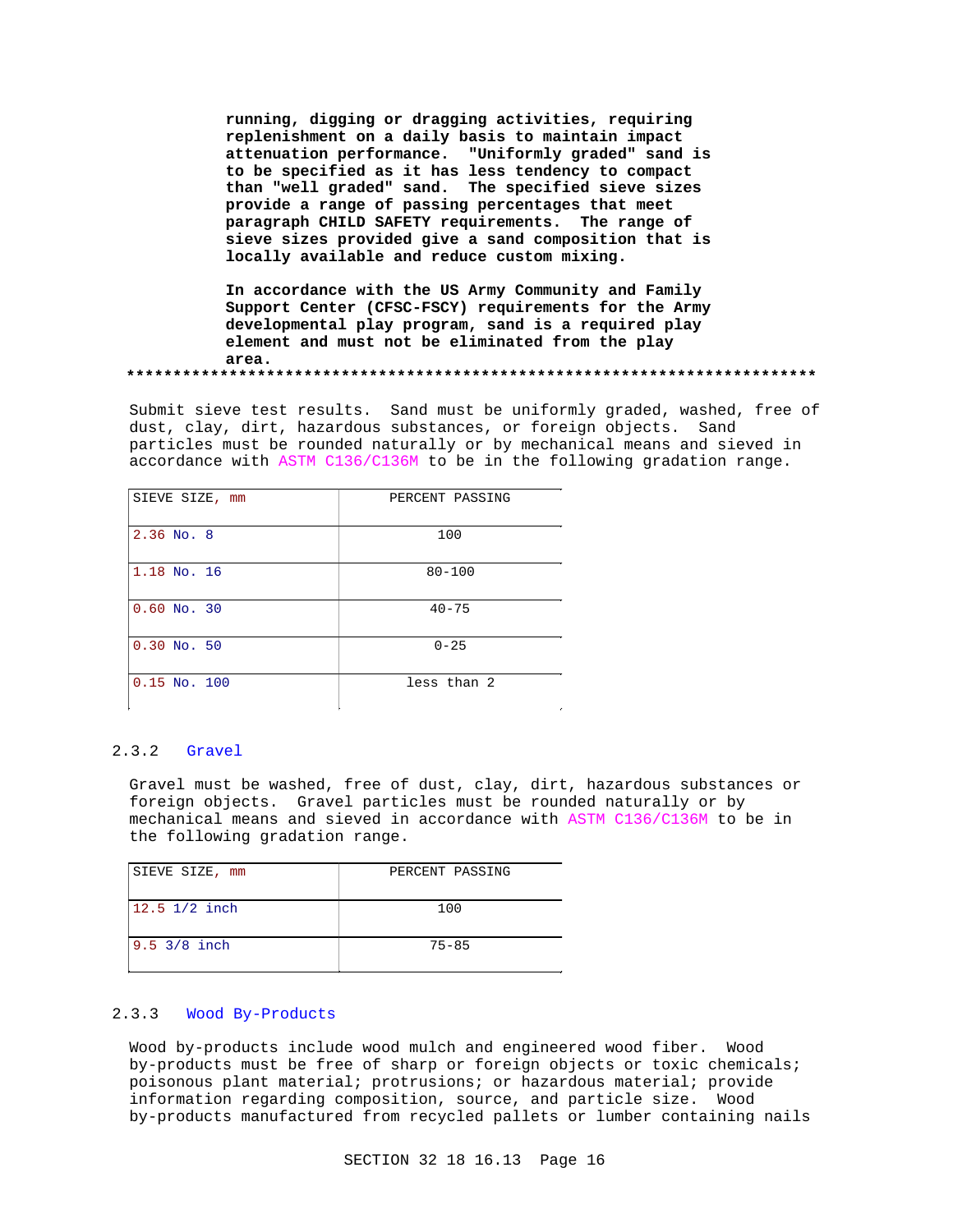**running, digging or dragging activities, requiring replenishment on a daily basis to maintain impact attenuation performance. "Uniformly graded" sand is to be specified as it has less tendency to compact than "well graded" sand. The specified sieve sizes provide a range of passing percentages that meet paragraph CHILD SAFETY requirements. The range of sieve sizes provided give a sand composition that is locally available and reduce custom mixing.**

**In accordance with the US Army Community and Family Support Center (CFSC-FSCY) requirements for the Army developmental play program, sand is a required play element and must not be eliminated from the play area.**

**************************************************************************

Submit sieve test results. Sand must be uniformly graded, washed, free of dust, clay, dirt, hazardous substances, or foreign objects. Sand particles must be rounded naturally or by mechanical means and sieved in accordance with ASTM C136/C136M to be in the following gradation range.

| SIEVE SIZE, mm | PERCENT PASSING |
|---|---|
| 2.36 No. 8 | 100 |
| 1.18 No. 16 | 80-100 |
| 0.60 No. 30 | 40-75 |
| 0.30 No. 50 | 0-25 |
| 0.15 No. 100 | less than 2 |

### 2.3.2 Gravel

Gravel must be washed, free of dust, clay, dirt, hazardous substances or foreign objects. Gravel particles must be rounded naturally or by mechanical means and sieved in accordance with ASTM C136/C136M to be in the following gradation range.

| SIEVE SIZE, mm | PERCENT PASSING |
|---|---|
| 12.5 1/2 inch | 100 |
| 9.5 3/8 inch | 75-85 |

### 2.3.3 Wood By-Products

Wood by-products include wood mulch and engineered wood fiber. Wood by-products must be free of sharp or foreign objects or toxic chemicals; poisonous plant material; protrusions; or hazardous material; provide information regarding composition, source, and particle size. Wood by-products manufactured from recycled pallets or lumber containing nails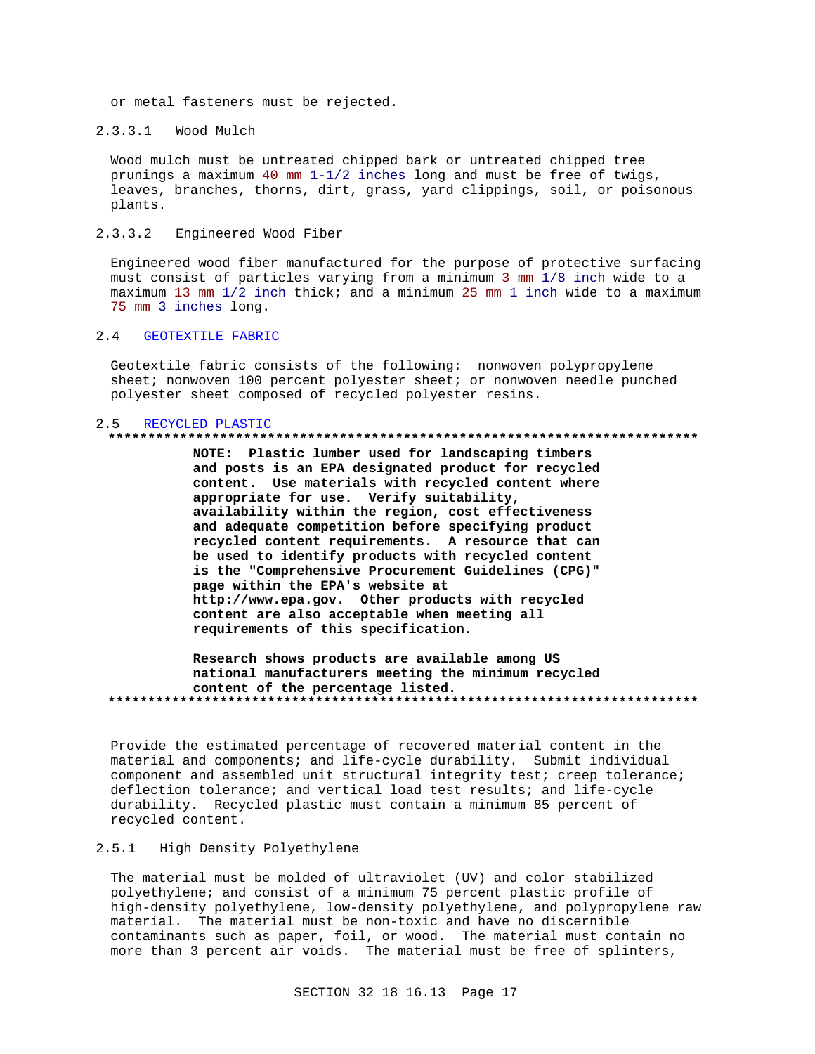or metal fasteners must be rejected.

#### 2.3.3.1 Wood Mulch

Wood mulch must be untreated chipped bark or untreated chipped tree prunings a maximum 40 mm 1-1/2 inches long and must be free of twigs, leaves, branches, thorns, dirt, grass, yard clippings, soil, or poisonous plants.

#### 2.3.3.2 Engineered Wood Fiber

Engineered wood fiber manufactured for the purpose of protective surfacing must consist of particles varying from a minimum 3 mm 1/8 inch wide to a maximum 13 mm 1/2 inch thick; and a minimum 25 mm 1 inch wide to a maximum 75 mm 3 inches long.

## 2.4 GEOTEXTILE FABRIC

Geotextile fabric consists of the following: nonwoven polypropylene sheet; nonwoven 100 percent polyester sheet; or nonwoven needle punched polyester sheet composed of recycled polyester resins.

## 2.5 RECYCLED PLASTIC

**************************************************************************

**NOTE: Plastic lumber used for landscaping timbers and posts is an EPA designated product for recycled content. Use materials with recycled content where appropriate for use. Verify suitability, availability within the region, cost effectiveness and adequate competition before specifying product recycled content requirements. A resource that can be used to identify products with recycled content is the "Comprehensive Procurement Guidelines (CPG)" page within the EPA's website at http://www.epa.gov. Other products with recycled content are also acceptable when meeting all requirements of this specification.**

**Research shows products are available among US national manufacturers meeting the minimum recycled content of the percentage listed.**

**************************************************************************

Provide the estimated percentage of recovered material content in the material and components; and life-cycle durability. Submit individual component and assembled unit structural integrity test; creep tolerance; deflection tolerance; and vertical load test results; and life-cycle durability. Recycled plastic must contain a minimum 85 percent of recycled content.

### 2.5.1 High Density Polyethylene

The material must be molded of ultraviolet (UV) and color stabilized polyethylene; and consist of a minimum 75 percent plastic profile of high-density polyethylene, low-density polyethylene, and polypropylene raw material. The material must be non-toxic and have no discernible contaminants such as paper, foil, or wood. The material must contain no more than 3 percent air voids. The material must be free of splinters,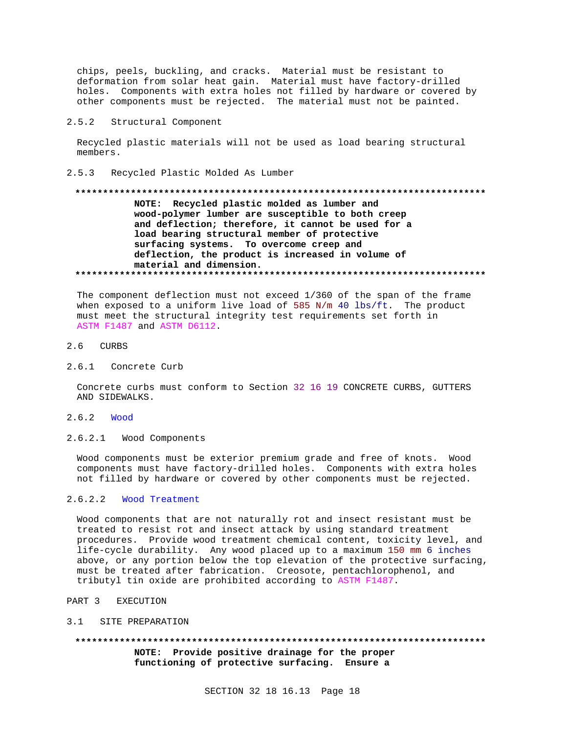chips, peels, buckling, and cracks. Material must be resistant to deformation from solar heat gain. Material must have factory-drilled holes. Components with extra holes not filled by hardware or covered by other components must be rejected. The material must not be painted.

#### 2.5.2 Structural Component

Recycled plastic materials will not be used as load bearing structural members.

#### 2.5.3 Recycled Plastic Molded As Lumber

**************************************************************************

**NOTE: Recycled plastic molded as lumber and wood-polymer lumber are susceptible to both creep and deflection; therefore, it cannot be used for a load bearing structural member of protective surfacing systems. To overcome creep and deflection, the product is increased in volume of material and dimension.**

**************************************************************************

The component deflection must not exceed 1/360 of the span of the frame when exposed to a uniform live load of 585 N/m 40 lbs/ft. The product must meet the structural integrity test requirements set forth in ASTM F1487 and ASTM D6112.

### 2.6 CURBS

#### 2.6.1 Concrete Curb

Concrete curbs must conform to Section 32 16 19 CONCRETE CURBS, GUTTERS AND SIDEWALKS.

#### 2.6.2 Wood

##### 2.6.2.1 Wood Components

Wood components must be exterior premium grade and free of knots. Wood components must have factory-drilled holes. Components with extra holes not filled by hardware or covered by other components must be rejected.

##### 2.6.2.2 Wood Treatment

Wood components that are not naturally rot and insect resistant must be treated to resist rot and insect attack by using standard treatment procedures. Provide wood treatment chemical content, toxicity level, and life-cycle durability. Any wood placed up to a maximum 150 mm 6 inches above, or any portion below the top elevation of the protective surfacing, must be treated after fabrication. Creosote, pentachlorophenol, and tributyl tin oxide are prohibited according to ASTM F1487.

## PART 3 EXECUTION

### 3.1 SITE PREPARATION

**************************************************************************

**NOTE: Provide positive drainage for the proper functioning of protective surfacing. Ensure a**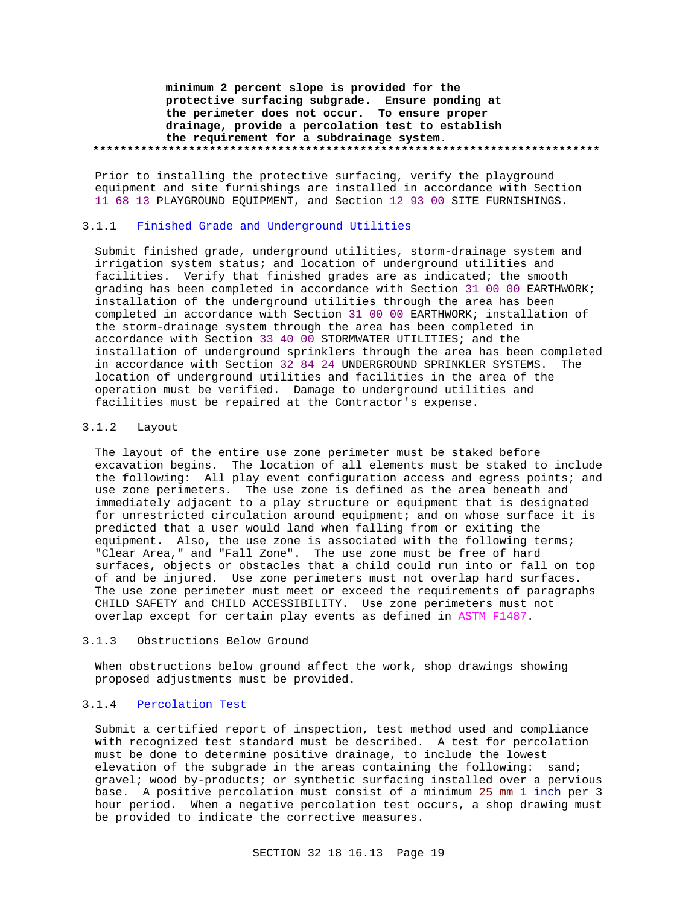**minimum 2 percent slope is provided for the protective surfacing subgrade. Ensure ponding at the perimeter does not occur. To ensure proper drainage, provide a percolation test to establish the requirement for a subdrainage system.**
**************************************************************************

Prior to installing the protective surfacing, verify the playground equipment and site furnishings are installed in accordance with Section 11 68 13 PLAYGROUND EQUIPMENT, and Section 12 93 00 SITE FURNISHINGS.

### 3.1.1 Finished Grade and Underground Utilities

Submit finished grade, underground utilities, storm-drainage system and irrigation system status; and location of underground utilities and facilities. Verify that finished grades are as indicated; the smooth grading has been completed in accordance with Section 31 00 00 EARTHWORK; installation of the underground utilities through the area has been completed in accordance with Section 31 00 00 EARTHWORK; installation of the storm-drainage system through the area has been completed in accordance with Section 33 40 00 STORMWATER UTILITIES; and the installation of underground sprinklers through the area has been completed in accordance with Section 32 84 24 UNDERGROUND SPRINKLER SYSTEMS. The location of underground utilities and facilities in the area of the operation must be verified. Damage to underground utilities and facilities must be repaired at the Contractor's expense.

### 3.1.2 Layout

The layout of the entire use zone perimeter must be staked before excavation begins. The location of all elements must be staked to include the following: All play event configuration access and egress points; and use zone perimeters. The use zone is defined as the area beneath and immediately adjacent to a play structure or equipment that is designated for unrestricted circulation around equipment; and on whose surface it is predicted that a user would land when falling from or exiting the equipment. Also, the use zone is associated with the following terms; "Clear Area," and "Fall Zone". The use zone must be free of hard surfaces, objects or obstacles that a child could run into or fall on top of and be injured. Use zone perimeters must not overlap hard surfaces. The use zone perimeter must meet or exceed the requirements of paragraphs CHILD SAFETY and CHILD ACCESSIBILITY. Use zone perimeters must not overlap except for certain play events as defined in ASTM F1487.

### 3.1.3 Obstructions Below Ground

When obstructions below ground affect the work, shop drawings showing proposed adjustments must be provided.

### 3.1.4 Percolation Test

Submit a certified report of inspection, test method used and compliance with recognized test standard must be described. A test for percolation must be done to determine positive drainage, to include the lowest elevation of the subgrade in the areas containing the following: sand; gravel; wood by-products; or synthetic surfacing installed over a pervious base. A positive percolation must consist of a minimum 25 mm 1 inch per 3 hour period. When a negative percolation test occurs, a shop drawing must be provided to indicate the corrective measures.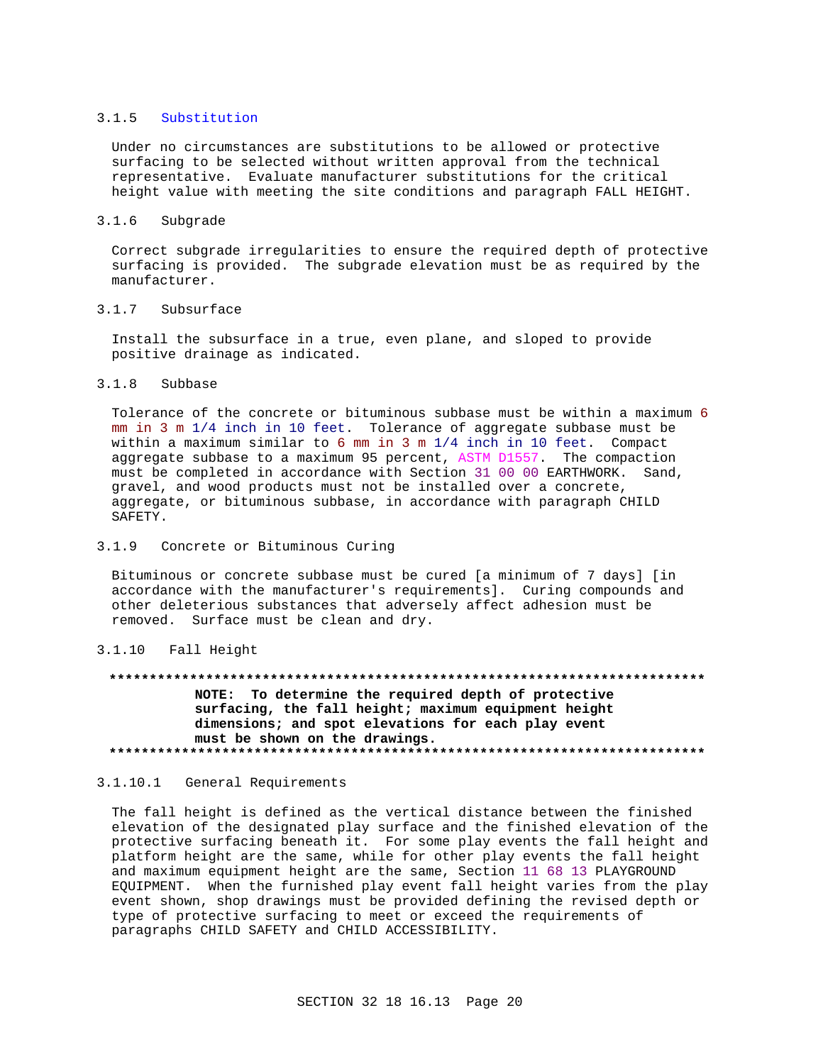#### 3.1.5 Substitution

Under no circumstances are substitutions to be allowed or protective surfacing to be selected without written approval from the technical representative. Evaluate manufacturer substitutions for the critical height value with meeting the site conditions and paragraph FALL HEIGHT.

#### 3.1.6 Subgrade

Correct subgrade irregularities to ensure the required depth of protective surfacing is provided. The subgrade elevation must be as required by the manufacturer.

#### 3.1.7 Subsurface

Install the subsurface in a true, even plane, and sloped to provide positive drainage as indicated.

#### 3.1.8 Subbase

Tolerance of the concrete or bituminous subbase must be within a maximum 6 mm in 3 m 1/4 inch in 10 feet. Tolerance of aggregate subbase must be within a maximum similar to 6 mm in 3 m 1/4 inch in 10 feet. Compact aggregate subbase to a maximum 95 percent, ASTM D1557. The compaction must be completed in accordance with Section 31 00 00 EARTHWORK. Sand, gravel, and wood products must not be installed over a concrete, aggregate, or bituminous subbase, in accordance with paragraph CHILD SAFETY.

#### 3.1.9 Concrete or Bituminous Curing

Bituminous or concrete subbase must be cured [a minimum of 7 days] [in accordance with the manufacturer's requirements]. Curing compounds and other deleterious substances that adversely affect adhesion must be removed. Surface must be clean and dry.

#### 3.1.10 Fall Height

******************************************************************************

**NOTE: To determine the required depth of protective surfacing, the fall height; maximum equipment height dimensions; and spot elevations for each play event must be shown on the drawings.**

******************************************************************************

##### 3.1.10.1 General Requirements

The fall height is defined as the vertical distance between the finished elevation of the designated play surface and the finished elevation of the protective surfacing beneath it. For some play events the fall height and platform height are the same, while for other play events the fall height and maximum equipment height are the same, Section 11 68 13 PLAYGROUND EQUIPMENT. When the furnished play event fall height varies from the play event shown, shop drawings must be provided defining the revised depth or type of protective surfacing to meet or exceed the requirements of paragraphs CHILD SAFETY and CHILD ACCESSIBILITY.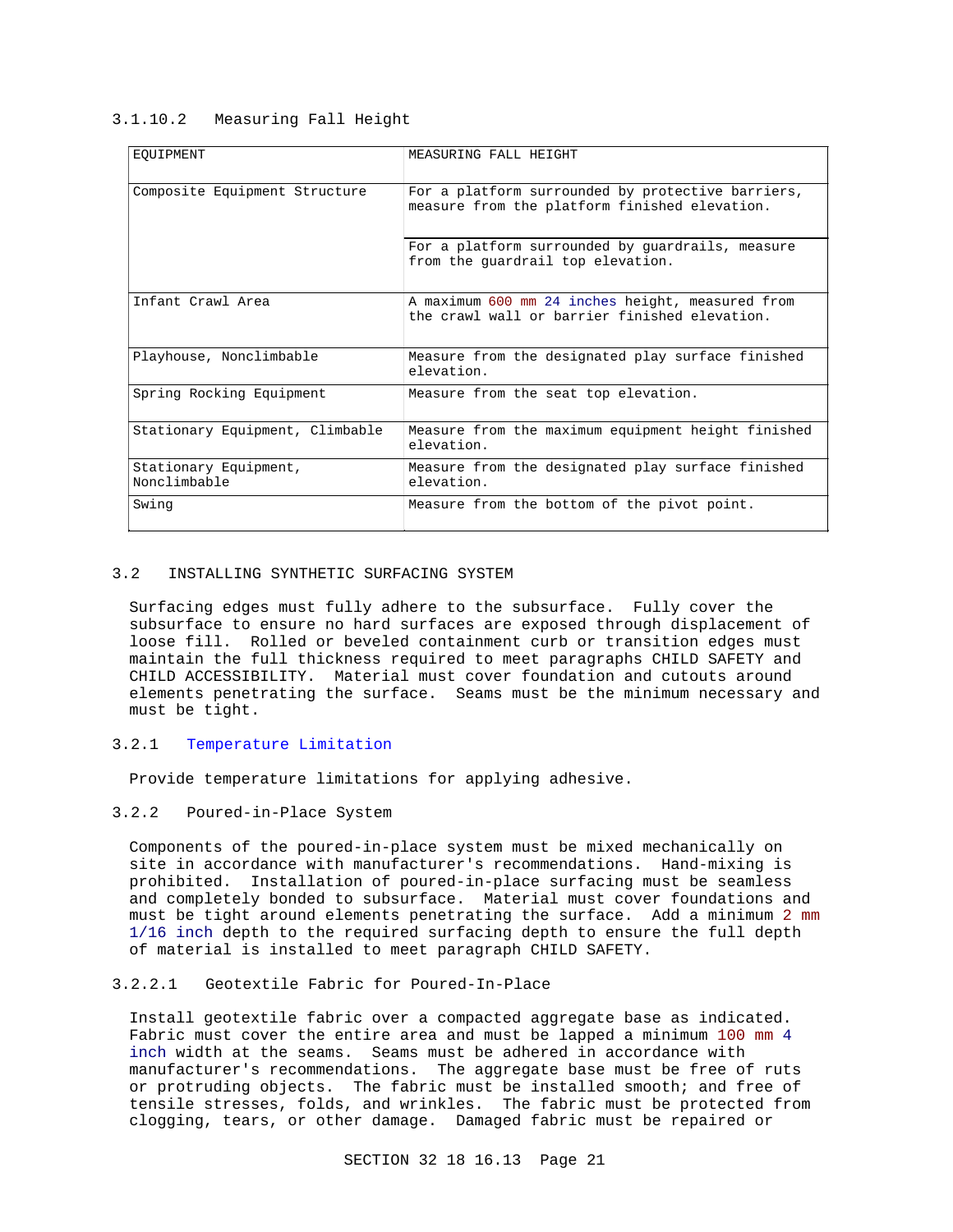#### 3.1.10.2 Measuring Fall Height

| EQUIPMENT | MEASURING FALL HEIGHT |
|---|---|
| Composite Equipment Structure | For a platform surrounded by protective barriers, measure from the platform finished elevation. |
| | For a platform surrounded by guardrails, measure from the guardrail top elevation. |
| Infant Crawl Area | A maximum 600 mm 24 inches height, measured from the crawl wall or barrier finished elevation. |
| Playhouse, Nonclimbable | Measure from the designated play surface finished elevation. |
| Spring Rocking Equipment | Measure from the seat top elevation. |
| Stationary Equipment, Climbable | Measure from the maximum equipment height finished elevation. |
| Stationary Equipment, Nonclimbable | Measure from the designated play surface finished elevation. |
| Swing | Measure from the bottom of the pivot point. |

## 3.2 INSTALLING SYNTHETIC SURFACING SYSTEM

Surfacing edges must fully adhere to the subsurface. Fully cover the subsurface to ensure no hard surfaces are exposed through displacement of loose fill. Rolled or beveled containment curb or transition edges must maintain the full thickness required to meet paragraphs CHILD SAFETY and CHILD ACCESSIBILITY. Material must cover foundation and cutouts around elements penetrating the surface. Seams must be the minimum necessary and must be tight.

### 3.2.1 Temperature Limitation

Provide temperature limitations for applying adhesive.

### 3.2.2 Poured-in-Place System

Components of the poured-in-place system must be mixed mechanically on site in accordance with manufacturer's recommendations. Hand-mixing is prohibited. Installation of poured-in-place surfacing must be seamless and completely bonded to subsurface. Material must cover foundations and must be tight around elements penetrating the surface. Add a minimum 2 mm 1/16 inch depth to the required surfacing depth to ensure the full depth of material is installed to meet paragraph CHILD SAFETY.

#### 3.2.2.1 Geotextile Fabric for Poured-In-Place

Install geotextile fabric over a compacted aggregate base as indicated. Fabric must cover the entire area and must be lapped a minimum 100 mm 4 inch width at the seams. Seams must be adhered in accordance with manufacturer's recommendations. The aggregate base must be free of ruts or protruding objects. The fabric must be installed smooth; and free of tensile stresses, folds, and wrinkles. The fabric must be protected from clogging, tears, or other damage. Damaged fabric must be repaired or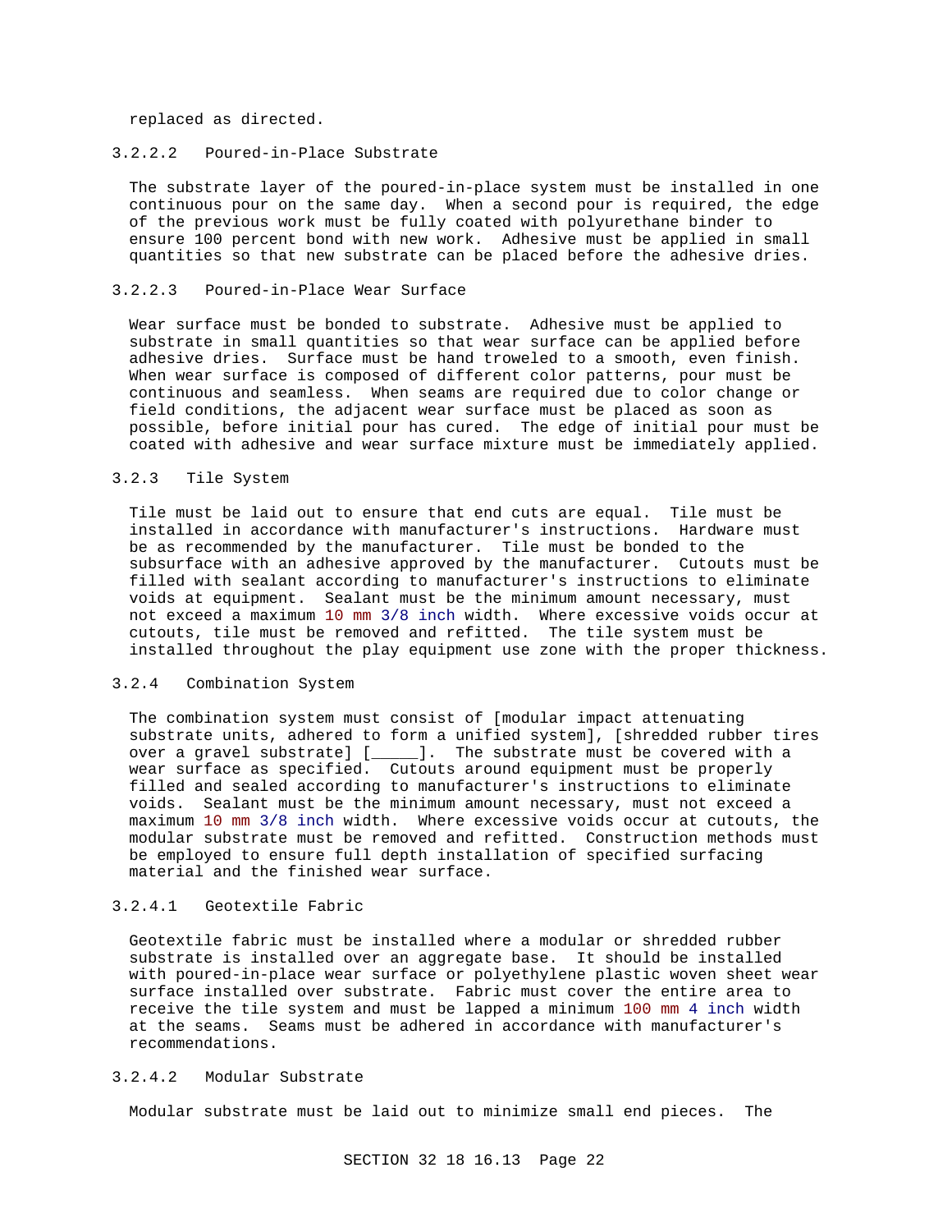replaced as directed.

#### 3.2.2.2 Poured-in-Place Substrate

The substrate layer of the poured-in-place system must be installed in one continuous pour on the same day. When a second pour is required, the edge of the previous work must be fully coated with polyurethane binder to ensure 100 percent bond with new work. Adhesive must be applied in small quantities so that new substrate can be placed before the adhesive dries.

#### 3.2.2.3 Poured-in-Place Wear Surface

Wear surface must be bonded to substrate. Adhesive must be applied to substrate in small quantities so that wear surface can be applied before adhesive dries. Surface must be hand troweled to a smooth, even finish. When wear surface is composed of different color patterns, pour must be continuous and seamless. When seams are required due to color change or field conditions, the adjacent wear surface must be placed as soon as possible, before initial pour has cured. The edge of initial pour must be coated with adhesive and wear surface mixture must be immediately applied.

### 3.2.3 Tile System

Tile must be laid out to ensure that end cuts are equal. Tile must be installed in accordance with manufacturer's instructions. Hardware must be as recommended by the manufacturer. Tile must be bonded to the subsurface with an adhesive approved by the manufacturer. Cutouts must be filled with sealant according to manufacturer's instructions to eliminate voids at equipment. Sealant must be the minimum amount necessary, must not exceed a maximum 10 mm 3/8 inch width. Where excessive voids occur at cutouts, tile must be removed and refitted. The tile system must be installed throughout the play equipment use zone with the proper thickness.

### 3.2.4 Combination System

The combination system must consist of [modular impact attenuating substrate units, adhered to form a unified system], [shredded rubber tires over a gravel substrate] [_____]. The substrate must be covered with a wear surface as specified. Cutouts around equipment must be properly filled and sealed according to manufacturer's instructions to eliminate voids. Sealant must be the minimum amount necessary, must not exceed a maximum 10 mm 3/8 inch width. Where excessive voids occur at cutouts, the modular substrate must be removed and refitted. Construction methods must be employed to ensure full depth installation of specified surfacing material and the finished wear surface.

#### 3.2.4.1 Geotextile Fabric

Geotextile fabric must be installed where a modular or shredded rubber substrate is installed over an aggregate base. It should be installed with poured-in-place wear surface or polyethylene plastic woven sheet wear surface installed over substrate. Fabric must cover the entire area to receive the tile system and must be lapped a minimum 100 mm 4 inch width at the seams. Seams must be adhered in accordance with manufacturer's recommendations.

#### 3.2.4.2 Modular Substrate

Modular substrate must be laid out to minimize small end pieces. The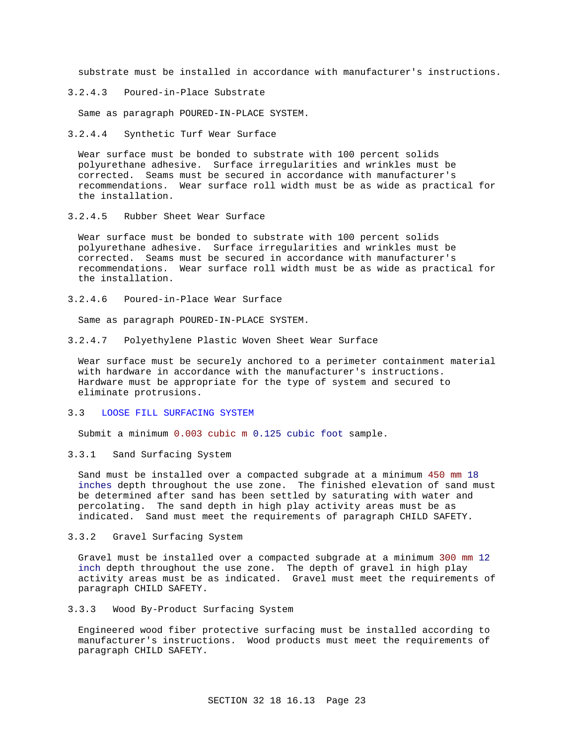substrate must be installed in accordance with manufacturer's instructions.

#### 3.2.4.3 Poured-in-Place Substrate

Same as paragraph POURED-IN-PLACE SYSTEM.

#### 3.2.4.4 Synthetic Turf Wear Surface

Wear surface must be bonded to substrate with 100 percent solids polyurethane adhesive. Surface irregularities and wrinkles must be corrected. Seams must be secured in accordance with manufacturer's recommendations. Wear surface roll width must be as wide as practical for the installation.

#### 3.2.4.5 Rubber Sheet Wear Surface

Wear surface must be bonded to substrate with 100 percent solids polyurethane adhesive. Surface irregularities and wrinkles must be corrected. Seams must be secured in accordance with manufacturer's recommendations. Wear surface roll width must be as wide as practical for the installation.

#### 3.2.4.6 Poured-in-Place Wear Surface

Same as paragraph POURED-IN-PLACE SYSTEM.

#### 3.2.4.7 Polyethylene Plastic Woven Sheet Wear Surface

Wear surface must be securely anchored to a perimeter containment material with hardware in accordance with the manufacturer's instructions. Hardware must be appropriate for the type of system and secured to eliminate protrusions.

## 3.3 LOOSE FILL SURFACING SYSTEM

Submit a minimum 0.003 cubic m 0.125 cubic foot sample.

### 3.3.1 Sand Surfacing System

Sand must be installed over a compacted subgrade at a minimum 450 mm 18 inches depth throughout the use zone. The finished elevation of sand must be determined after sand has been settled by saturating with water and percolating. The sand depth in high play activity areas must be as indicated. Sand must meet the requirements of paragraph CHILD SAFETY.

### 3.3.2 Gravel Surfacing System

Gravel must be installed over a compacted subgrade at a minimum 300 mm 12 inch depth throughout the use zone. The depth of gravel in high play activity areas must be as indicated. Gravel must meet the requirements of paragraph CHILD SAFETY.

### 3.3.3 Wood By-Product Surfacing System

Engineered wood fiber protective surfacing must be installed according to manufacturer's instructions. Wood products must meet the requirements of paragraph CHILD SAFETY.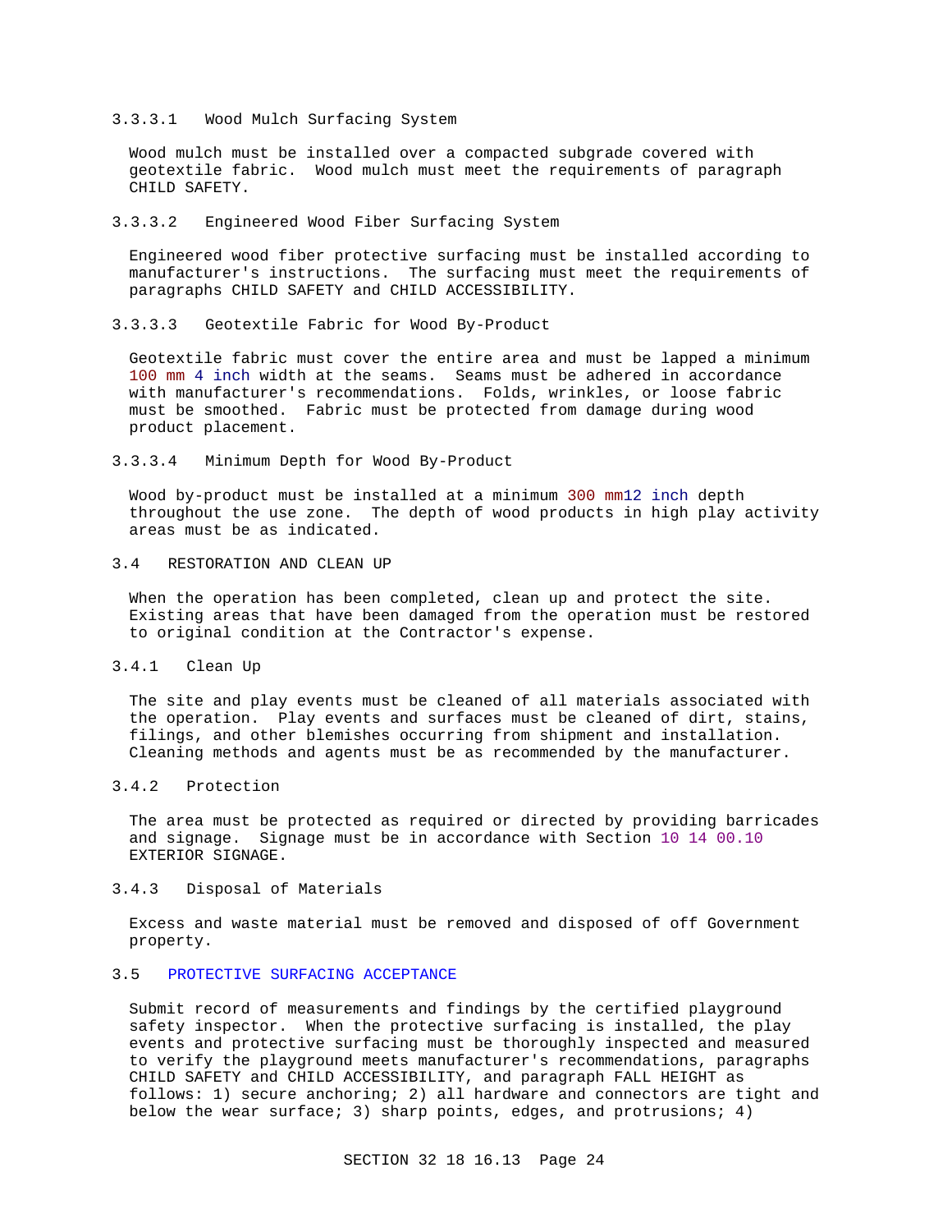#### 3.3.3.1 Wood Mulch Surfacing System

Wood mulch must be installed over a compacted subgrade covered with geotextile fabric. Wood mulch must meet the requirements of paragraph CHILD SAFETY.

#### 3.3.3.2 Engineered Wood Fiber Surfacing System

Engineered wood fiber protective surfacing must be installed according to manufacturer's instructions. The surfacing must meet the requirements of paragraphs CHILD SAFETY and CHILD ACCESSIBILITY.

#### 3.3.3.3 Geotextile Fabric for Wood By-Product

Geotextile fabric must cover the entire area and must be lapped a minimum 100 mm 4 inch width at the seams. Seams must be adhered in accordance with manufacturer's recommendations. Folds, wrinkles, or loose fabric must be smoothed. Fabric must be protected from damage during wood product placement.

#### 3.3.3.4 Minimum Depth for Wood By-Product

Wood by-product must be installed at a minimum 300 mm12 inch depth throughout the use zone. The depth of wood products in high play activity areas must be as indicated.

## 3.4 RESTORATION AND CLEAN UP

When the operation has been completed, clean up and protect the site. Existing areas that have been damaged from the operation must be restored to original condition at the Contractor's expense.

### 3.4.1 Clean Up

The site and play events must be cleaned of all materials associated with the operation. Play events and surfaces must be cleaned of dirt, stains, filings, and other blemishes occurring from shipment and installation. Cleaning methods and agents must be as recommended by the manufacturer.

### 3.4.2 Protection

The area must be protected as required or directed by providing barricades and signage. Signage must be in accordance with Section 10 14 00.10 EXTERIOR SIGNAGE.

### 3.4.3 Disposal of Materials

Excess and waste material must be removed and disposed of off Government property.

## 3.5 PROTECTIVE SURFACING ACCEPTANCE

Submit record of measurements and findings by the certified playground safety inspector. When the protective surfacing is installed, the play events and protective surfacing must be thoroughly inspected and measured to verify the playground meets manufacturer's recommendations, paragraphs CHILD SAFETY and CHILD ACCESSIBILITY, and paragraph FALL HEIGHT as follows: 1) secure anchoring; 2) all hardware and connectors are tight and below the wear surface; 3) sharp points, edges, and protrusions; 4)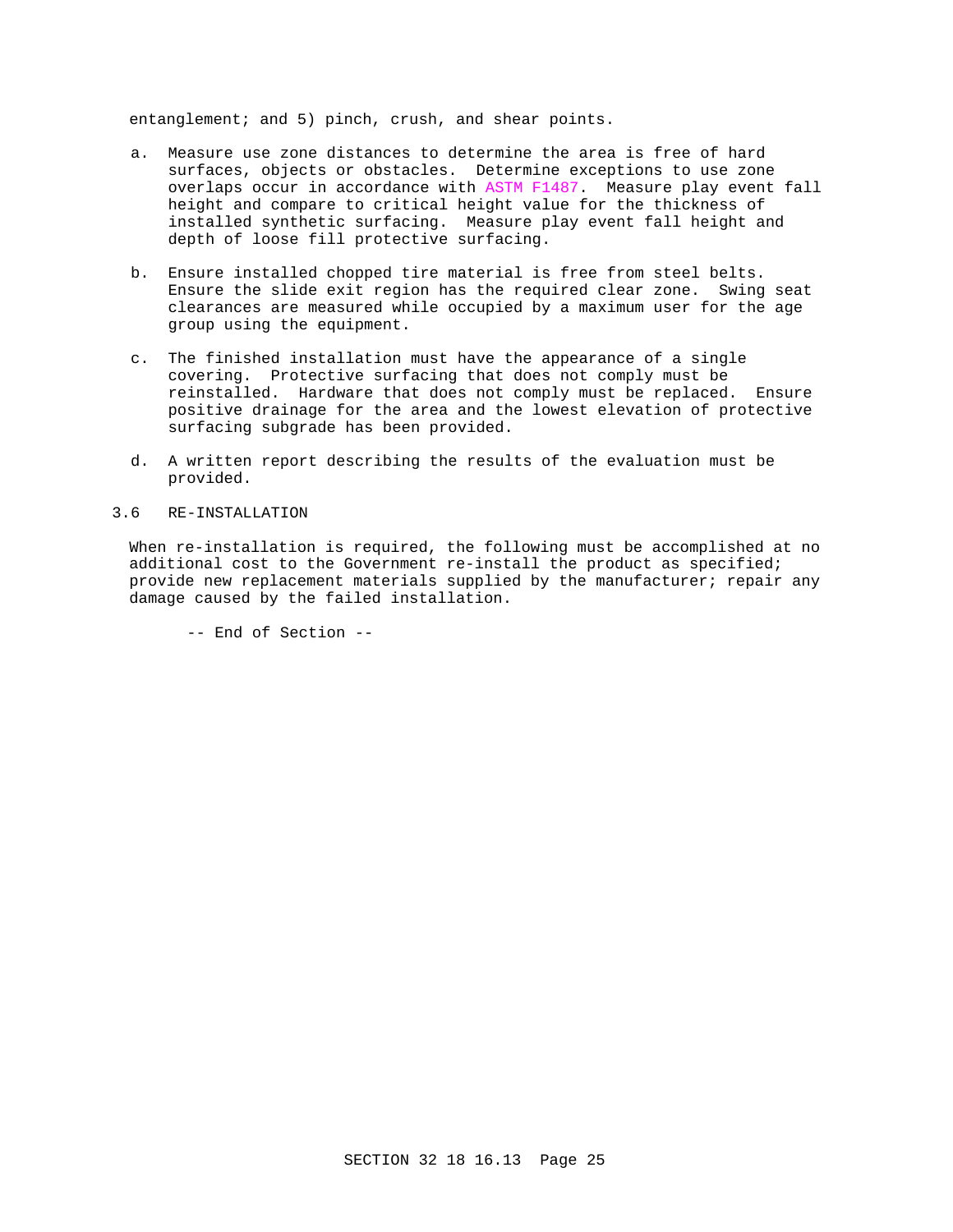entanglement; and 5) pinch, crush, and shear points.

a. Measure use zone distances to determine the area is free of hard surfaces, objects or obstacles. Determine exceptions to use zone overlaps occur in accordance with ASTM F1487. Measure play event fall height and compare to critical height value for the thickness of installed synthetic surfacing. Measure play event fall height and depth of loose fill protective surfacing.

b. Ensure installed chopped tire material is free from steel belts. Ensure the slide exit region has the required clear zone. Swing seat clearances are measured while occupied by a maximum user for the age group using the equipment.

c. The finished installation must have the appearance of a single covering. Protective surfacing that does not comply must be reinstalled. Hardware that does not comply must be replaced. Ensure positive drainage for the area and the lowest elevation of protective surfacing subgrade has been provided.

d. A written report describing the results of the evaluation must be provided.

## 3.6 RE-INSTALLATION

When re-installation is required, the following must be accomplished at no additional cost to the Government re-install the product as specified; provide new replacement materials supplied by the manufacturer; repair any damage caused by the failed installation.

-- End of Section --